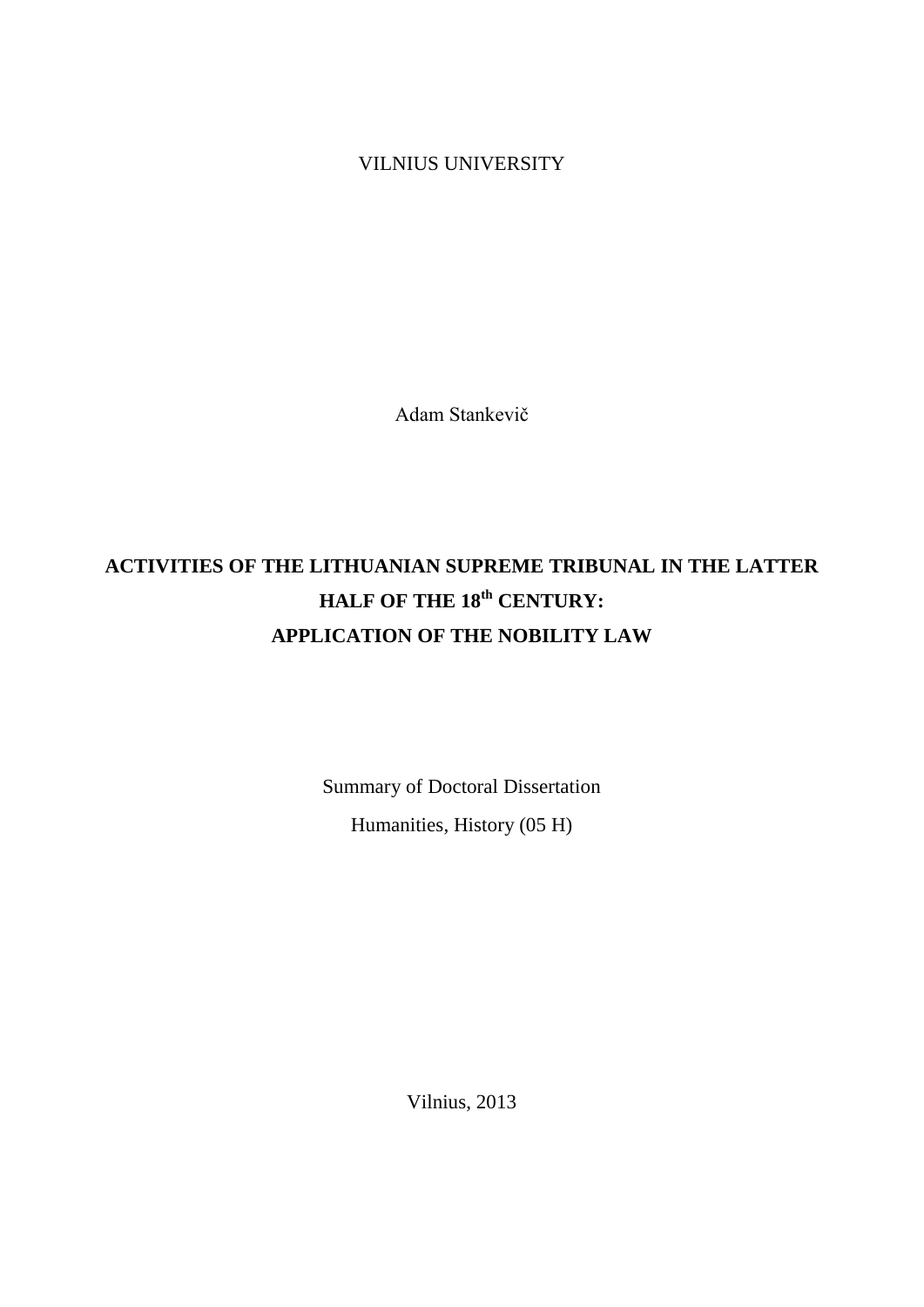VILNIUS UNIVERSITY

Adam Stankevič

# ACTIVITIES OF THE LITHUANIAN SUPREME TRIBUNAL IN THE LATTER HALF OF THE 18th CENTURY: APPLICATION OF THE NOBILITY LAW

Summary of Doctoral Dissertation

Humanities, History (05 H)

Vilnius, 2013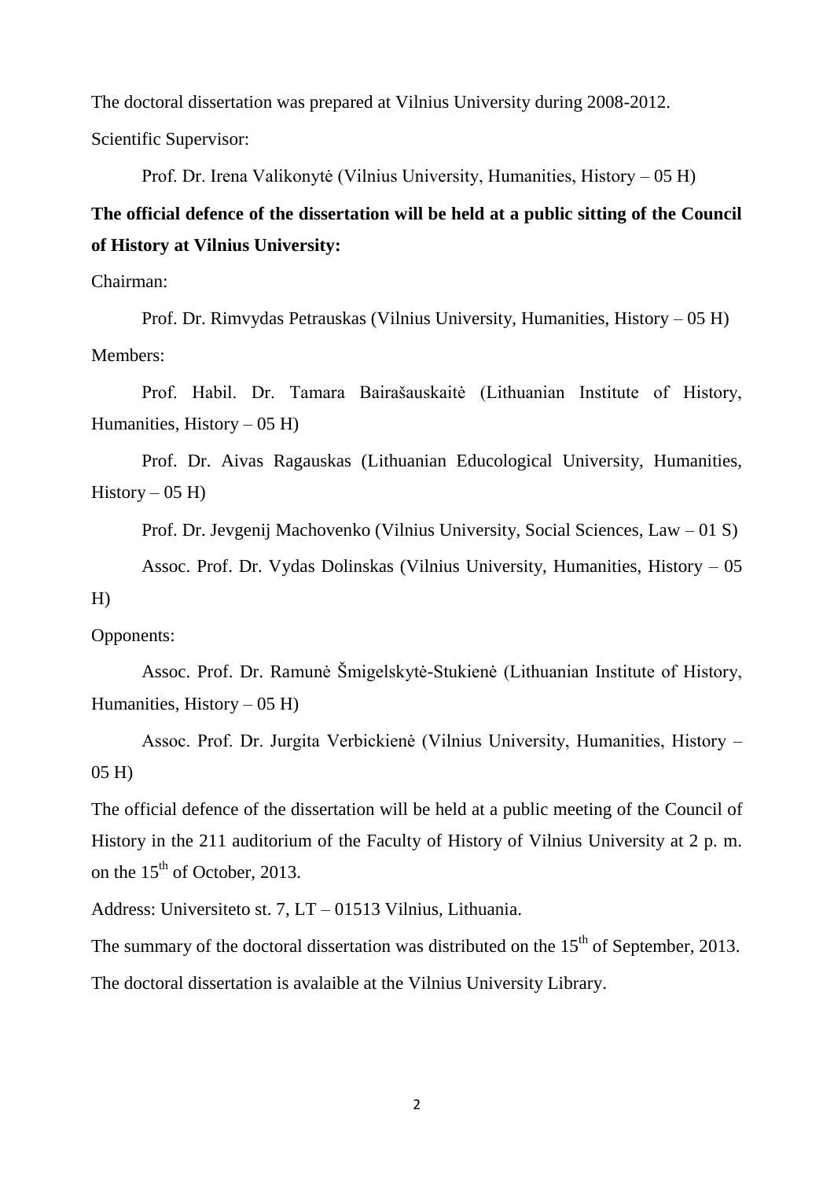The doctoral dissertation was prepared at Vilnius University during 2008-2012.

Scientific Supervisor:

Prof. Dr. Irena Valikonytė (Vilnius University, Humanities, History – 05 H)

**The official defence of the dissertation will be held at a public sitting of the Council of History at Vilnius University:**

Chairman:

Prof. Dr. Rimvydas Petrauskas (Vilnius University, Humanities, History – 05 H)

Members:

Prof. Habil. Dr. Tamara Bairašauskaitė (Lithuanian Institute of History, Humanities, History – 05 H)

Prof. Dr. Aivas Ragauskas (Lithuanian Educological University, Humanities, History – 05 H)

Prof. Dr. Jevgenij Machovenko (Vilnius University, Social Sciences, Law – 01 S)

Assoc. Prof. Dr. Vydas Dolinskas (Vilnius University, Humanities, History – 05 H)

Opponents:

Assoc. Prof. Dr. Ramunė Šmigelskytė-Stukienė (Lithuanian Institute of History, Humanities, History – 05 H)

Assoc. Prof. Dr. Jurgita Verbickienė (Vilnius University, Humanities, History – 05 H)

The official defence of the dissertation will be held at a public meeting of the Council of History in the 211 auditorium of the Faculty of History of Vilnius University at 2 p. m. on the 15th of October, 2013.

Address: Universiteto st. 7, LT – 01513 Vilnius, Lithuania.

The summary of the doctoral dissertation was distributed on the 15th of September, 2013.

The doctoral dissertation is avalaible at the Vilnius University Library.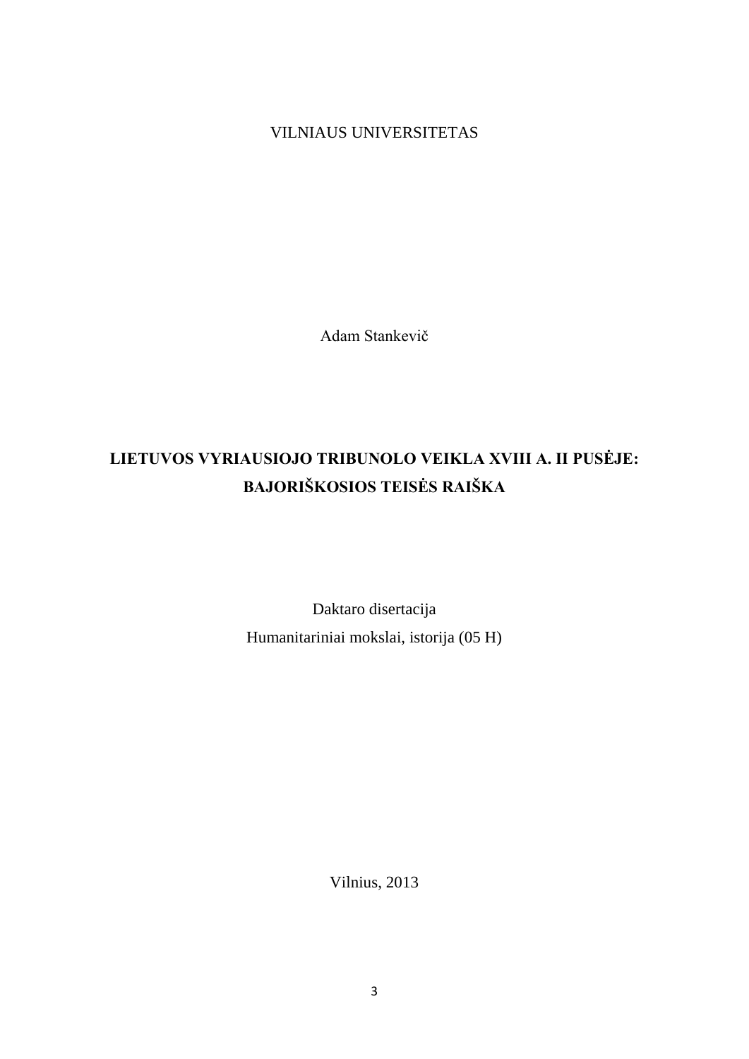VILNIAUS UNIVERSITETAS

Adam Stankevič

# LIETUVOS VYRIAUSIOJO TRIBUNOLO VEIKLA XVIII A. II PUSĖJE: BAJORIŠKOSIOS TEISĖS RAIŠKA

Daktaro disertacija

Humanitariniai mokslai, istorija (05 H)

Vilnius, 2013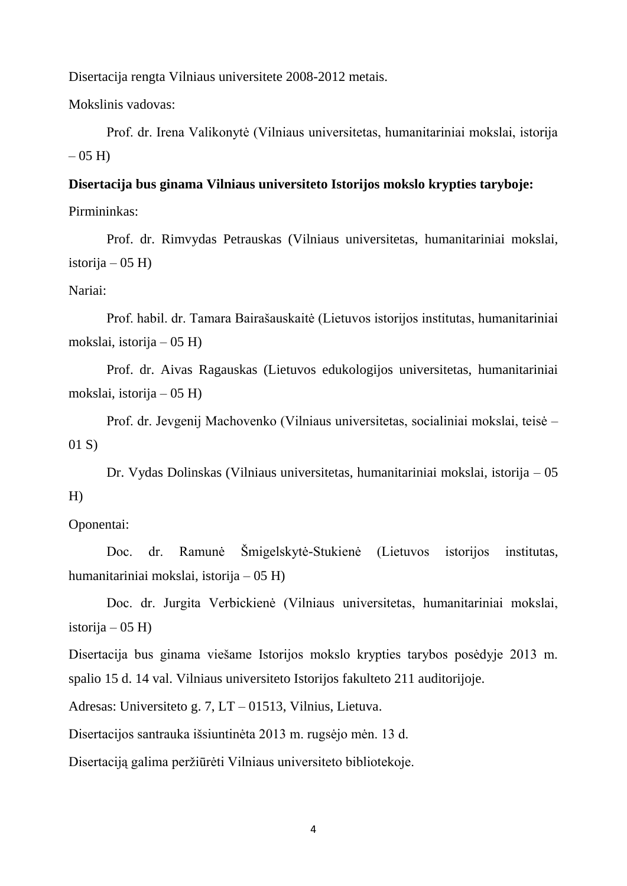Disertacija rengta Vilniaus universitete 2008-2012 metais.

Mokslinis vadovas:

Prof. dr. Irena Valikonytė (Vilniaus universitetas, humanitariniai mokslai, istorija – 05 H)

**Disertacija bus ginama Vilniaus universiteto Istorijos mokslo krypties taryboje:**

Pirmininkas:

Prof. dr. Rimvydas Petrauskas (Vilniaus universitetas, humanitariniai mokslai, istorija – 05 H)

Nariai:

Prof. habil. dr. Tamara Bairašauskaitė (Lietuvos istorijos institutas, humanitariniai mokslai, istorija – 05 H)

Prof. dr. Aivas Ragauskas (Lietuvos edukologijos universitetas, humanitariniai mokslai, istorija – 05 H)

Prof. dr. Jevgenij Machovenko (Vilniaus universitetas, socialiniai mokslai, teisė – 01 S)

Dr. Vydas Dolinskas (Vilniaus universitetas, humanitariniai mokslai, istorija – 05 H)

Oponentai:

Doc. dr. Ramunė Šmigelskytė-Stukienė (Lietuvos istorijos institutas, humanitariniai mokslai, istorija – 05 H)

Doc. dr. Jurgita Verbickienė (Vilniaus universitetas, humanitariniai mokslai, istorija – 05 H)

Disertacija bus ginama viešame Istorijos mokslo krypties tarybos posėdyje 2013 m. spalio 15 d. 14 val. Vilniaus universiteto Istorijos fakulteto 211 auditorijoje.

Adresas: Universiteto g. 7, LT – 01513, Vilnius, Lietuva.

Disertacijos santrauka išsiuntinėta 2013 m. rugsėjo mėn. 13 d.

Disertaciją galima peržiūrėti Vilniaus universiteto bibliotekoje.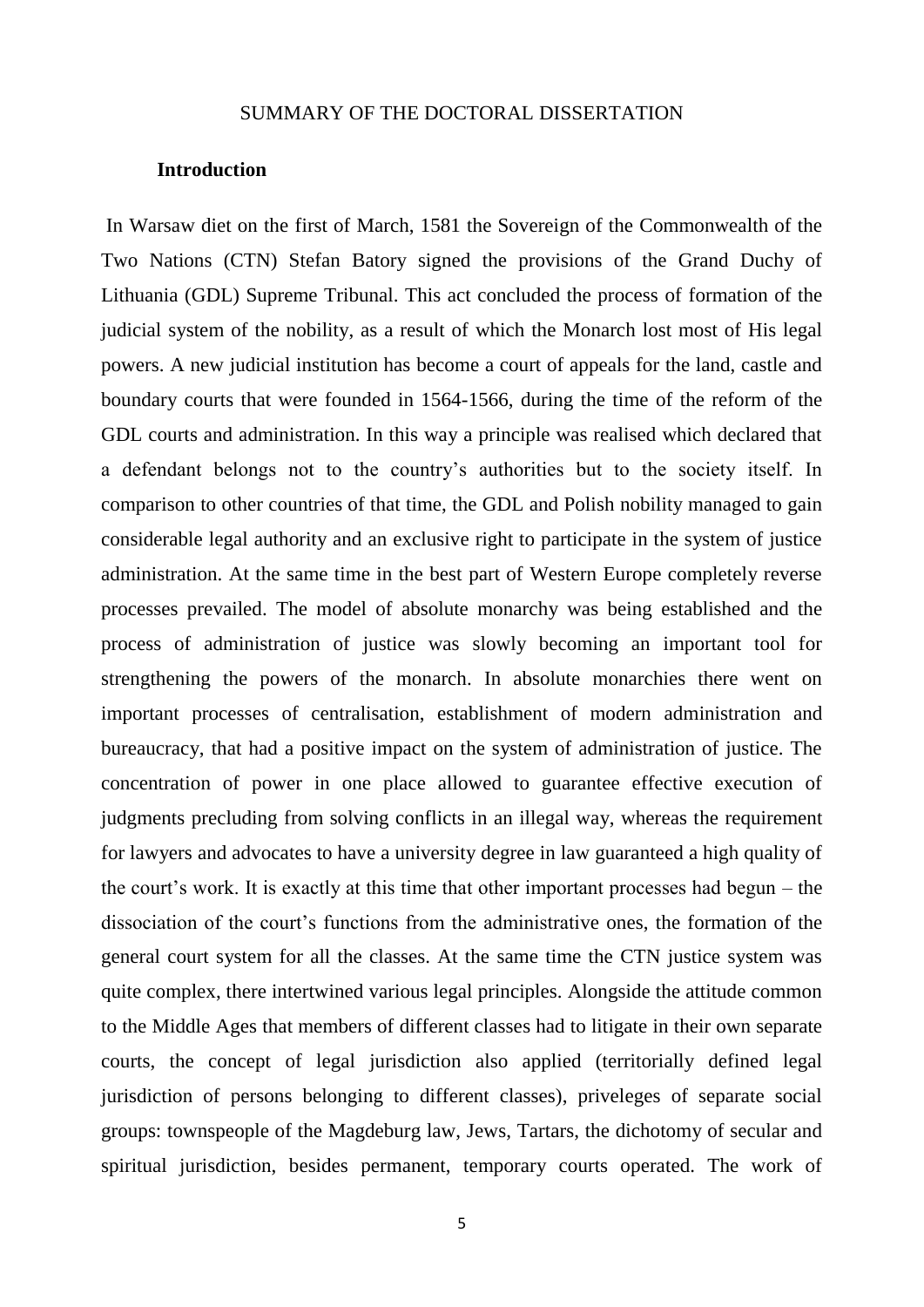SUMMARY OF THE DOCTORAL DISSERTATION

## Introduction

In Warsaw diet on the first of March, 1581 the Sovereign of the Commonwealth of the Two Nations (CTN) Stefan Batory signed the provisions of the Grand Duchy of Lithuania (GDL) Supreme Tribunal. This act concluded the process of formation of the judicial system of the nobility, as a result of which the Monarch lost most of His legal powers. A new judicial institution has become a court of appeals for the land, castle and boundary courts that were founded in 1564-1566, during the time of the reform of the GDL courts and administration. In this way a principle was realised which declared that a defendant belongs not to the country's authorities but to the society itself. In comparison to other countries of that time, the GDL and Polish nobility managed to gain considerable legal authority and an exclusive right to participate in the system of justice administration. At the same time in the best part of Western Europe completely reverse processes prevailed. The model of absolute monarchy was being established and the process of administration of justice was slowly becoming an important tool for strengthening the powers of the monarch. In absolute monarchies there went on important processes of centralisation, establishment of modern administration and bureaucracy, that had a positive impact on the system of administration of justice. The concentration of power in one place allowed to guarantee effective execution of judgments precluding from solving conflicts in an illegal way, whereas the requirement for lawyers and advocates to have a university degree in law guaranteed a high quality of the court's work. It is exactly at this time that other important processes had begun – the dissociation of the court's functions from the administrative ones, the formation of the general court system for all the classes. At the same time the CTN justice system was quite complex, there intertwined various legal principles. Alongside the attitude common to the Middle Ages that members of different classes had to litigate in their own separate courts, the concept of legal jurisdiction also applied (territorially defined legal jurisdiction of persons belonging to different classes), priveleges of separate social groups: townspeople of the Magdeburg law, Jews, Tartars, the dichotomy of secular and spiritual jurisdiction, besides permanent, temporary courts operated. The work of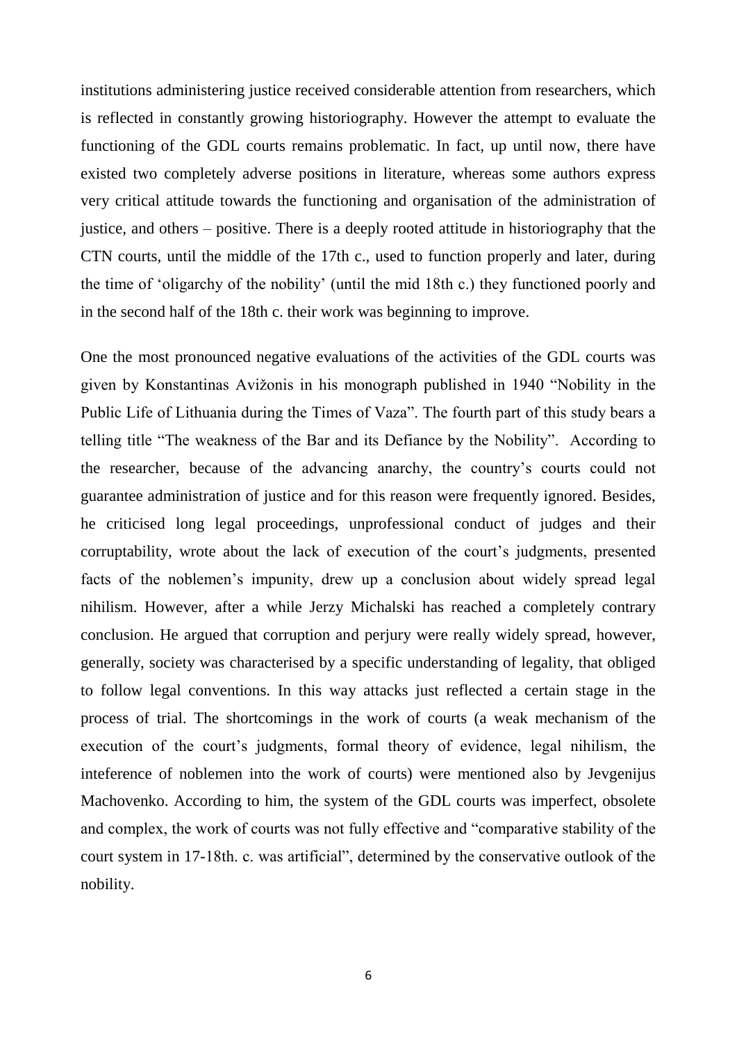institutions administering justice received considerable attention from researchers, which is reflected in constantly growing historiography. However the attempt to evaluate the functioning of the GDL courts remains problematic. In fact, up until now, there have existed two completely adverse positions in literature, whereas some authors express very critical attitude towards the functioning and organisation of the administration of justice, and others – positive. There is a deeply rooted attitude in historiography that the CTN courts, until the middle of the 17th c., used to function properly and later, during the time of 'oligarchy of the nobility' (until the mid 18th c.) they functioned poorly and in the second half of the 18th c. their work was beginning to improve.

One the most pronounced negative evaluations of the activities of the GDL courts was given by Konstantinas Avižonis in his monograph published in 1940 "Nobility in the Public Life of Lithuania during the Times of Vaza". The fourth part of this study bears a telling title "The weakness of the Bar and its Defiance by the Nobility". According to the researcher, because of the advancing anarchy, the country's courts could not guarantee administration of justice and for this reason were frequently ignored. Besides, he criticised long legal proceedings, unprofessional conduct of judges and their corruptability, wrote about the lack of execution of the court's judgments, presented facts of the noblemen's impunity, drew up a conclusion about widely spread legal nihilism. However, after a while Jerzy Michalski has reached a completely contrary conclusion. He argued that corruption and perjury were really widely spread, however, generally, society was characterised by a specific understanding of legality, that obliged to follow legal conventions. In this way attacks just reflected a certain stage in the process of trial. The shortcomings in the work of courts (a weak mechanism of the execution of the court's judgments, formal theory of evidence, legal nihilism, the inteference of noblemen into the work of courts) were mentioned also by Jevgenijus Machovenko. According to him, the system of the GDL courts was imperfect, obsolete and complex, the work of courts was not fully effective and "comparative stability of the court system in 17-18th. c. was artificial", determined by the conservative outlook of the nobility.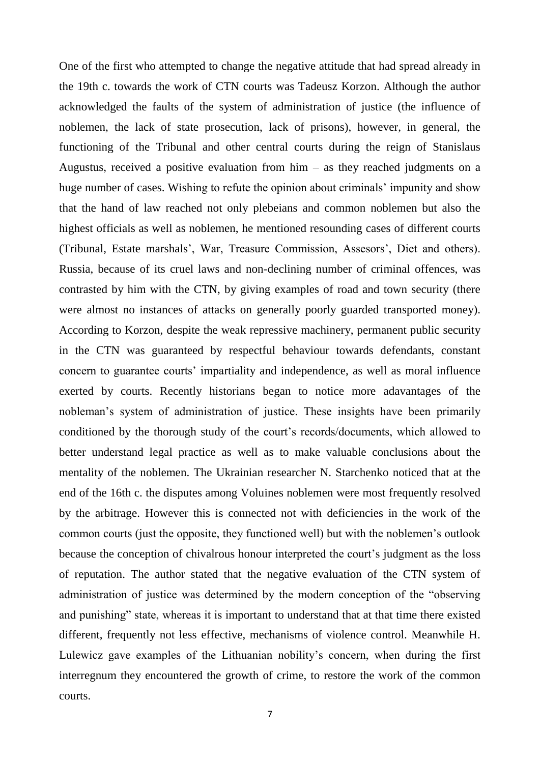One of the first who attempted to change the negative attitude that had spread already in the 19th c. towards the work of CTN courts was Tadeusz Korzon. Although the author acknowledged the faults of the system of administration of justice (the influence of noblemen, the lack of state prosecution, lack of prisons), however, in general, the functioning of the Tribunal and other central courts during the reign of Stanislaus Augustus, received a positive evaluation from him – as they reached judgments on a huge number of cases. Wishing to refute the opinion about criminals' impunity and show that the hand of law reached not only plebeians and common noblemen but also the highest officials as well as noblemen, he mentioned resounding cases of different courts (Tribunal, Estate marshals', War, Treasure Commission, Assesors', Diet and others). Russia, because of its cruel laws and non-declining number of criminal offences, was contrasted by him with the CTN, by giving examples of road and town security (there were almost no instances of attacks on generally poorly guarded transported money). According to Korzon, despite the weak repressive machinery, permanent public security in the CTN was guaranteed by respectful behaviour towards defendants, constant concern to guarantee courts' impartiality and independence, as well as moral influence exerted by courts. Recently historians began to notice more adavantages of the nobleman's system of administration of justice. These insights have been primarily conditioned by the thorough study of the court's records/documents, which allowed to better understand legal practice as well as to make valuable conclusions about the mentality of the noblemen. The Ukrainian researcher N. Starchenko noticed that at the end of the 16th c. the disputes among Voluines noblemen were most frequently resolved by the arbitrage. However this is connected not with deficiencies in the work of the common courts (just the opposite, they functioned well) but with the noblemen's outlook because the conception of chivalrous honour interpreted the court's judgment as the loss of reputation. The author stated that the negative evaluation of the CTN system of administration of justice was determined by the modern conception of the "observing and punishing" state, whereas it is important to understand that at that time there existed different, frequently not less effective, mechanisms of violence control. Meanwhile H. Lulewicz gave examples of the Lithuanian nobility's concern, when during the first interregnum they encountered the growth of crime, to restore the work of the common courts.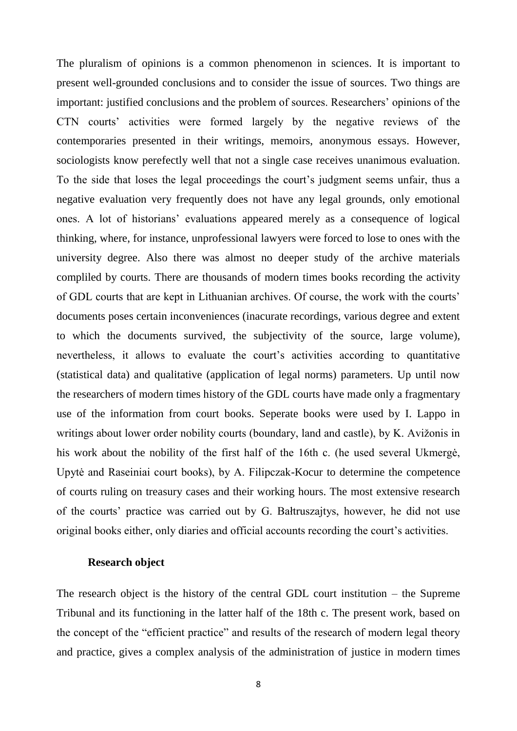The pluralism of opinions is a common phenomenon in sciences. It is important to present well-grounded conclusions and to consider the issue of sources. Two things are important: justified conclusions and the problem of sources. Researchers' opinions of the CTN courts' activities were formed largely by the negative reviews of the contemporaries presented in their writings, memoirs, anonymous essays. However, sociologists know perefectly well that not a single case receives unanimous evaluation. To the side that loses the legal proceedings the court's judgment seems unfair, thus a negative evaluation very frequently does not have any legal grounds, only emotional ones. A lot of historians' evaluations appeared merely as a consequence of logical thinking, where, for instance, unprofessional lawyers were forced to lose to ones with the university degree. Also there was almost no deeper study of the archive materials compliled by courts. There are thousands of modern times books recording the activity of GDL courts that are kept in Lithuanian archives. Of course, the work with the courts' documents poses certain inconveniences (inacurate recordings, various degree and extent to which the documents survived, the subjectivity of the source, large volume), nevertheless, it allows to evaluate the court's activities according to quantitative (statistical data) and qualitative (application of legal norms) parameters. Up until now the researchers of modern times history of the GDL courts have made only a fragmentary use of the information from court books. Seperate books were used by I. Lappo in writings about lower order nobility courts (boundary, land and castle), by K. Avižonis in his work about the nobility of the first half of the 16th c. (he used several Ukmergė, Upytė and Raseiniai court books), by A. Filipczak-Kocur to determine the competence of courts ruling on treasury cases and their working hours. The most extensive research of the courts' practice was carried out by G. Bałtruszajtys, however, he did not use original books either, only diaries and official accounts recording the court's activities.

**Research object**

The research object is the history of the central GDL court institution – the Supreme Tribunal and its functioning in the latter half of the 18th c. The present work, based on the concept of the "efficient practice" and results of the research of modern legal theory and practice, gives a complex analysis of the administration of justice in modern times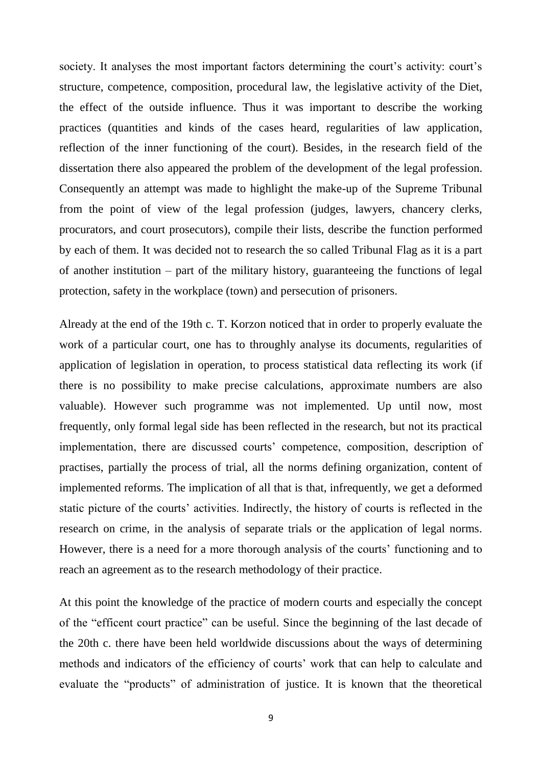society. It analyses the most important factors determining the court's activity: court's structure, competence, composition, procedural law, the legislative activity of the Diet, the effect of the outside influence. Thus it was important to describe the working practices (quantities and kinds of the cases heard, regularities of law application, reflection of the inner functioning of the court). Besides, in the research field of the dissertation there also appeared the problem of the development of the legal profession. Consequently an attempt was made to highlight the make-up of the Supreme Tribunal from the point of view of the legal profession (judges, lawyers, chancery clerks, procurators, and court prosecutors), compile their lists, describe the function performed by each of them. It was decided not to research the so called Tribunal Flag as it is a part of another institution – part of the military history, guaranteeing the functions of legal protection, safety in the workplace (town) and persecution of prisoners.

Already at the end of the 19th c. T. Korzon noticed that in order to properly evaluate the work of a particular court, one has to throughly analyse its documents, regularities of application of legislation in operation, to process statistical data reflecting its work (if there is no possibility to make precise calculations, approximate numbers are also valuable). However such programme was not implemented. Up until now, most frequently, only formal legal side has been reflected in the research, but not its practical implementation, there are discussed courts' competence, composition, description of practises, partially the process of trial, all the norms defining organization, content of implemented reforms. The implication of all that is that, infrequently, we get a deformed static picture of the courts' activities. Indirectly, the history of courts is reflected in the research on crime, in the analysis of separate trials or the application of legal norms. However, there is a need for a more thorough analysis of the courts' functioning and to reach an agreement as to the research methodology of their practice.

At this point the knowledge of the practice of modern courts and especially the concept of the "efficent court practice" can be useful. Since the beginning of the last decade of the 20th c. there have been held worldwide discussions about the ways of determining methods and indicators of the efficiency of courts' work that can help to calculate and evaluate the "products" of administration of justice. It is known that the theoretical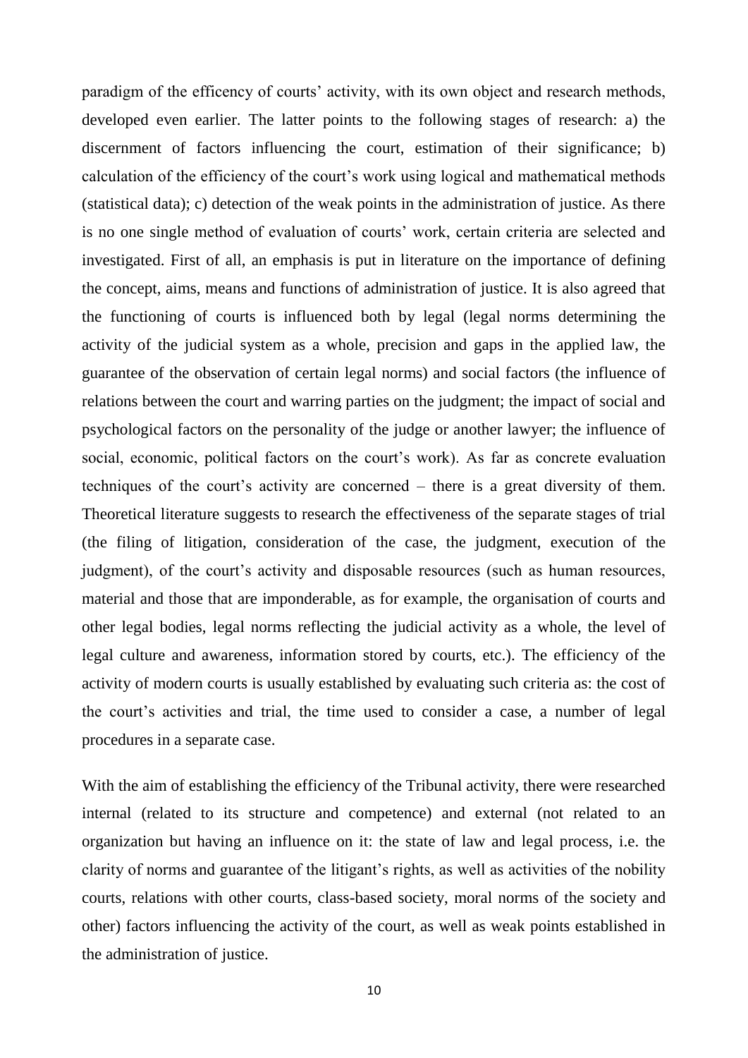paradigm of the efficency of courts' activity, with its own object and research methods, developed even earlier. The latter points to the following stages of research: a) the discernment of factors influencing the court, estimation of their significance; b) calculation of the efficiency of the court's work using logical and mathematical methods (statistical data); c) detection of the weak points in the administration of justice. As there is no one single method of evaluation of courts' work, certain criteria are selected and investigated. First of all, an emphasis is put in literature on the importance of defining the concept, aims, means and functions of administration of justice. It is also agreed that the functioning of courts is influenced both by legal (legal norms determining the activity of the judicial system as a whole, precision and gaps in the applied law, the guarantee of the observation of certain legal norms) and social factors (the influence of relations between the court and warring parties on the judgment; the impact of social and psychological factors on the personality of the judge or another lawyer; the influence of social, economic, political factors on the court's work). As far as concrete evaluation techniques of the court's activity are concerned – there is a great diversity of them. Theoretical literature suggests to research the effectiveness of the separate stages of trial (the filing of litigation, consideration of the case, the judgment, execution of the judgment), of the court's activity and disposable resources (such as human resources, material and those that are imponderable, as for example, the organisation of courts and other legal bodies, legal norms reflecting the judicial activity as a whole, the level of legal culture and awareness, information stored by courts, etc.). The efficiency of the activity of modern courts is usually established by evaluating such criteria as: the cost of the court's activities and trial, the time used to consider a case, a number of legal procedures in a separate case.

With the aim of establishing the efficiency of the Tribunal activity, there were researched internal (related to its structure and competence) and external (not related to an organization but having an influence on it: the state of law and legal process, i.e. the clarity of norms and guarantee of the litigant's rights, as well as activities of the nobility courts, relations with other courts, class-based society, moral norms of the society and other) factors influencing the activity of the court, as well as weak points established in the administration of justice.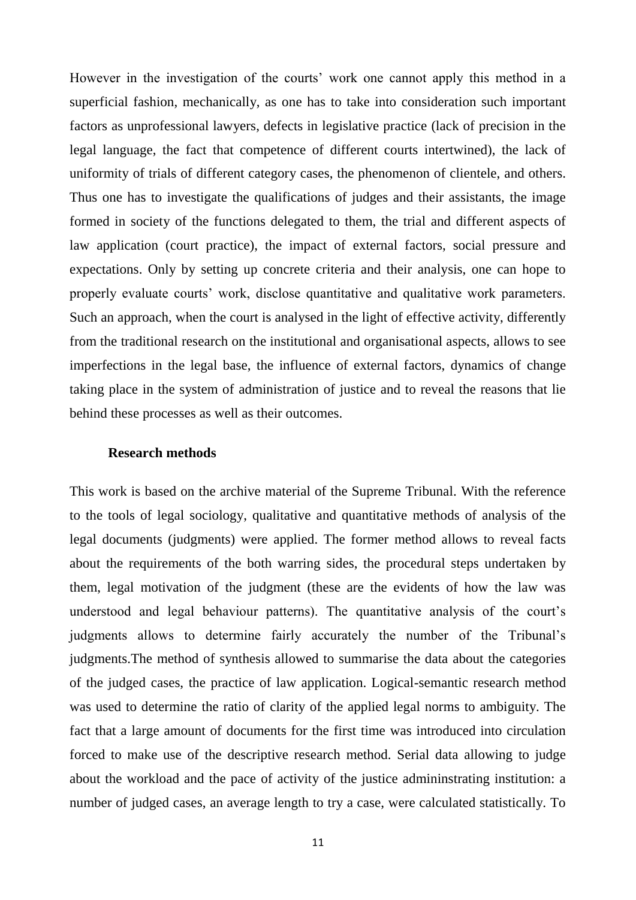However in the investigation of the courts' work one cannot apply this method in a superficial fashion, mechanically, as one has to take into consideration such important factors as unprofessional lawyers, defects in legislative practice (lack of precision in the legal language, the fact that competence of different courts intertwined), the lack of uniformity of trials of different category cases, the phenomenon of clientele, and others. Thus one has to investigate the qualifications of judges and their assistants, the image formed in society of the functions delegated to them, the trial and different aspects of law application (court practice), the impact of external factors, social pressure and expectations. Only by setting up concrete criteria and their analysis, one can hope to properly evaluate courts' work, disclose quantitative and qualitative work parameters. Such an approach, when the court is analysed in the light of effective activity, differently from the traditional research on the institutional and organisational aspects, allows to see imperfections in the legal base, the influence of external factors, dynamics of change taking place in the system of administration of justice and to reveal the reasons that lie behind these processes as well as their outcomes.

**Research methods**

This work is based on the archive material of the Supreme Tribunal. With the reference to the tools of legal sociology, qualitative and quantitative methods of analysis of the legal documents (judgments) were applied. The former method allows to reveal facts about the requirements of the both warring sides, the procedural steps undertaken by them, legal motivation of the judgment (these are the evidents of how the law was understood and legal behaviour patterns). The quantitative analysis of the court's judgments allows to determine fairly accurately the number of the Tribunal's judgments.The method of synthesis allowed to summarise the data about the categories of the judged cases, the practice of law application. Logical-semantic research method was used to determine the ratio of clarity of the applied legal norms to ambiguity. The fact that a large amount of documents for the first time was introduced into circulation forced to make use of the descriptive research method. Serial data allowing to judge about the workload and the pace of activity of the justice admininstrating institution: a number of judged cases, an average length to try a case, were calculated statistically. To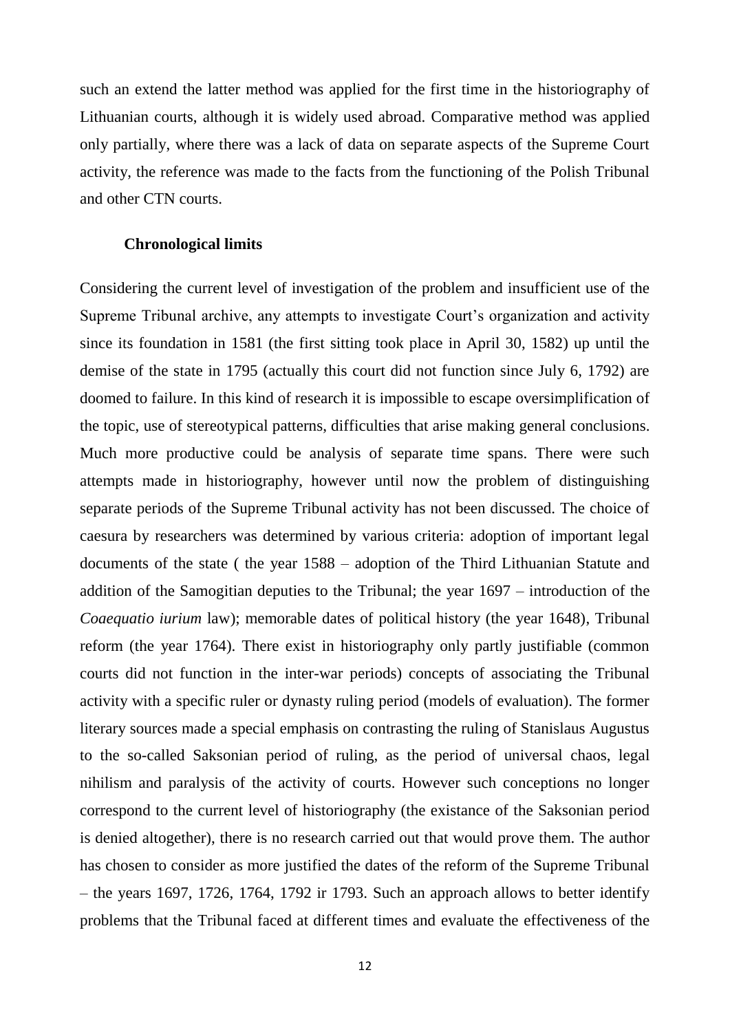such an extend the latter method was applied for the first time in the historiography of Lithuanian courts, although it is widely used abroad. Comparative method was applied only partially, where there was a lack of data on separate aspects of the Supreme Court activity, the reference was made to the facts from the functioning of the Polish Tribunal and other CTN courts.

### Chronological limits

Considering the current level of investigation of the problem and insufficient use of the Supreme Tribunal archive, any attempts to investigate Court's organization and activity since its foundation in 1581 (the first sitting took place in April 30, 1582) up until the demise of the state in 1795 (actually this court did not function since July 6, 1792) are doomed to failure. In this kind of research it is impossible to escape oversimplification of the topic, use of stereotypical patterns, difficulties that arise making general conclusions. Much more productive could be analysis of separate time spans. There were such attempts made in historiography, however until now the problem of distinguishing separate periods of the Supreme Tribunal activity has not been discussed. The choice of caesura by researchers was determined by various criteria: adoption of important legal documents of the state ( the year 1588 – adoption of the Third Lithuanian Statute and addition of the Samogitian deputies to the Tribunal; the year 1697 – introduction of the *Coaequatio iurium* law); memorable dates of political history (the year 1648), Tribunal reform (the year 1764). There exist in historiography only partly justifiable (common courts did not function in the inter-war periods) concepts of associating the Tribunal activity with a specific ruler or dynasty ruling period (models of evaluation). The former literary sources made a special emphasis on contrasting the ruling of Stanislaus Augustus to the so-called Saksonian period of ruling, as the period of universal chaos, legal nihilism and paralysis of the activity of courts. However such conceptions no longer correspond to the current level of historiography (the existance of the Saksonian period is denied altogether), there is no research carried out that would prove them. The author has chosen to consider as more justified the dates of the reform of the Supreme Tribunal – the years 1697, 1726, 1764, 1792 ir 1793. Such an approach allows to better identify problems that the Tribunal faced at different times and evaluate the effectiveness of the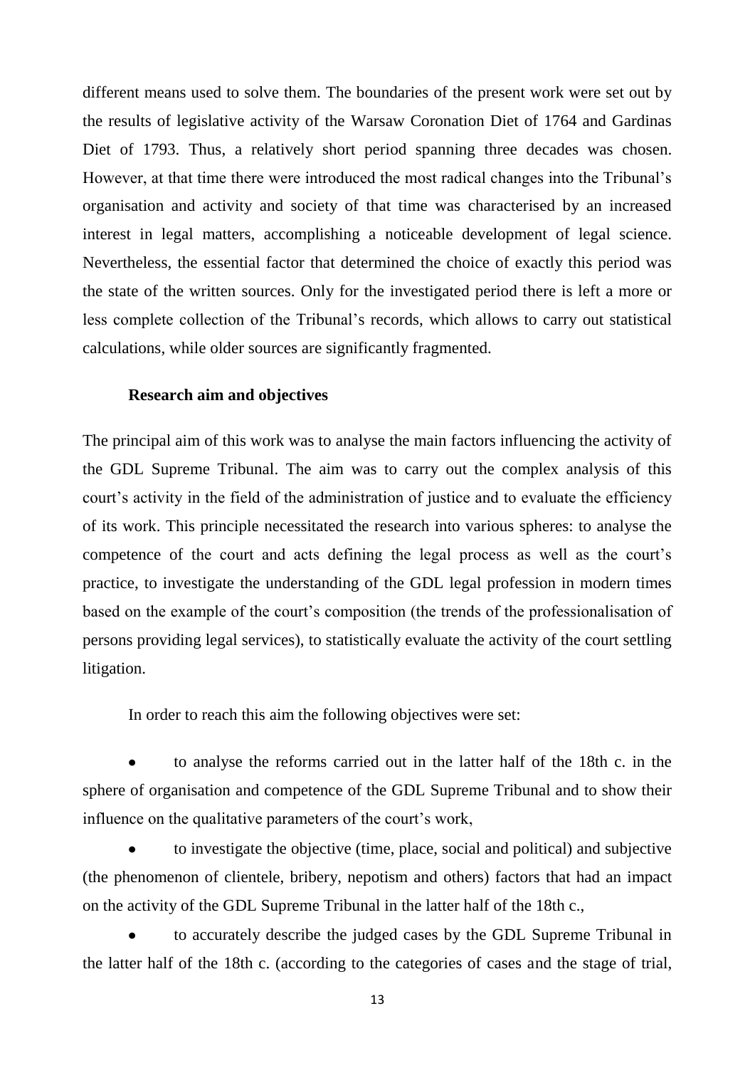different means used to solve them. The boundaries of the present work were set out by the results of legislative activity of the Warsaw Coronation Diet of 1764 and Gardinas Diet of 1793. Thus, a relatively short period spanning three decades was chosen. However, at that time there were introduced the most radical changes into the Tribunal's organisation and activity and society of that time was characterised by an increased interest in legal matters, accomplishing a noticeable development of legal science. Nevertheless, the essential factor that determined the choice of exactly this period was the state of the written sources. Only for the investigated period there is left a more or less complete collection of the Tribunal's records, which allows to carry out statistical calculations, while older sources are significantly fragmented.

**Research aim and objectives**

The principal aim of this work was to analyse the main factors influencing the activity of the GDL Supreme Tribunal. The aim was to carry out the complex analysis of this court's activity in the field of the administration of justice and to evaluate the efficiency of its work. This principle necessitated the research into various spheres: to analyse the competence of the court and acts defining the legal process as well as the court's practice, to investigate the understanding of the GDL legal profession in modern times based on the example of the court's composition (the trends of the professionalisation of persons providing legal services), to statistically evaluate the activity of the court settling litigation.

In order to reach this aim the following objectives were set:

- to analyse the reforms carried out in the latter half of the 18th c. in the sphere of organisation and competence of the GDL Supreme Tribunal and to show their influence on the qualitative parameters of the court's work,
- to investigate the objective (time, place, social and political) and subjective (the phenomenon of clientele, bribery, nepotism and others) factors that had an impact on the activity of the GDL Supreme Tribunal in the latter half of the 18th c.,
- to accurately describe the judged cases by the GDL Supreme Tribunal in the latter half of the 18th c. (according to the categories of cases and the stage of trial,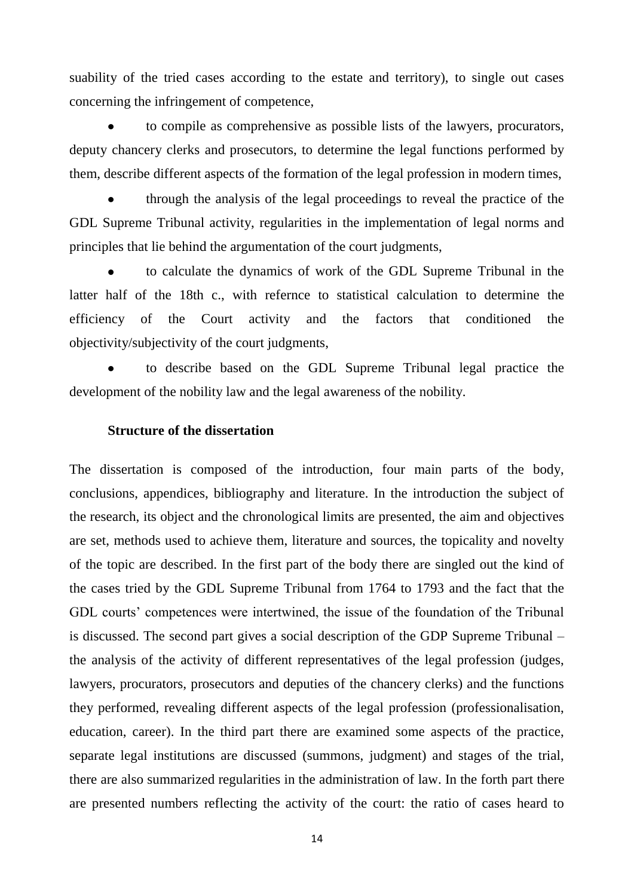suability of the tried cases according to the estate and territory), to single out cases concerning the infringement of competence,

- to compile as comprehensive as possible lists of the lawyers, procurators, deputy chancery clerks and prosecutors, to determine the legal functions performed by them, describe different aspects of the formation of the legal profession in modern times,
- through the analysis of the legal proceedings to reveal the practice of the GDL Supreme Tribunal activity, regularities in the implementation of legal norms and principles that lie behind the argumentation of the court judgments,
- to calculate the dynamics of work of the GDL Supreme Tribunal in the latter half of the 18th c., with refernce to statistical calculation to determine the efficiency of the Court activity and the factors that conditioned the objectivity/subjectivity of the court judgments,
- to describe based on the GDL Supreme Tribunal legal practice the development of the nobility law and the legal awareness of the nobility.

### Structure of the dissertation

The dissertation is composed of the introduction, four main parts of the body, conclusions, appendices, bibliography and literature. In the introduction the subject of the research, its object and the chronological limits are presented, the aim and objectives are set, methods used to achieve them, literature and sources, the topicality and novelty of the topic are described. In the first part of the body there are singled out the kind of the cases tried by the GDL Supreme Tribunal from 1764 to 1793 and the fact that the GDL courts' competences were intertwined, the issue of the foundation of the Tribunal is discussed. The second part gives a social description of the GDP Supreme Tribunal – the analysis of the activity of different representatives of the legal profession (judges, lawyers, procurators, prosecutors and deputies of the chancery clerks) and the functions they performed, revealing different aspects of the legal profession (professionalisation, education, career). In the third part there are examined some aspects of the practice, separate legal institutions are discussed (summons, judgment) and stages of the trial, there are also summarized regularities in the administration of law. In the forth part there are presented numbers reflecting the activity of the court: the ratio of cases heard to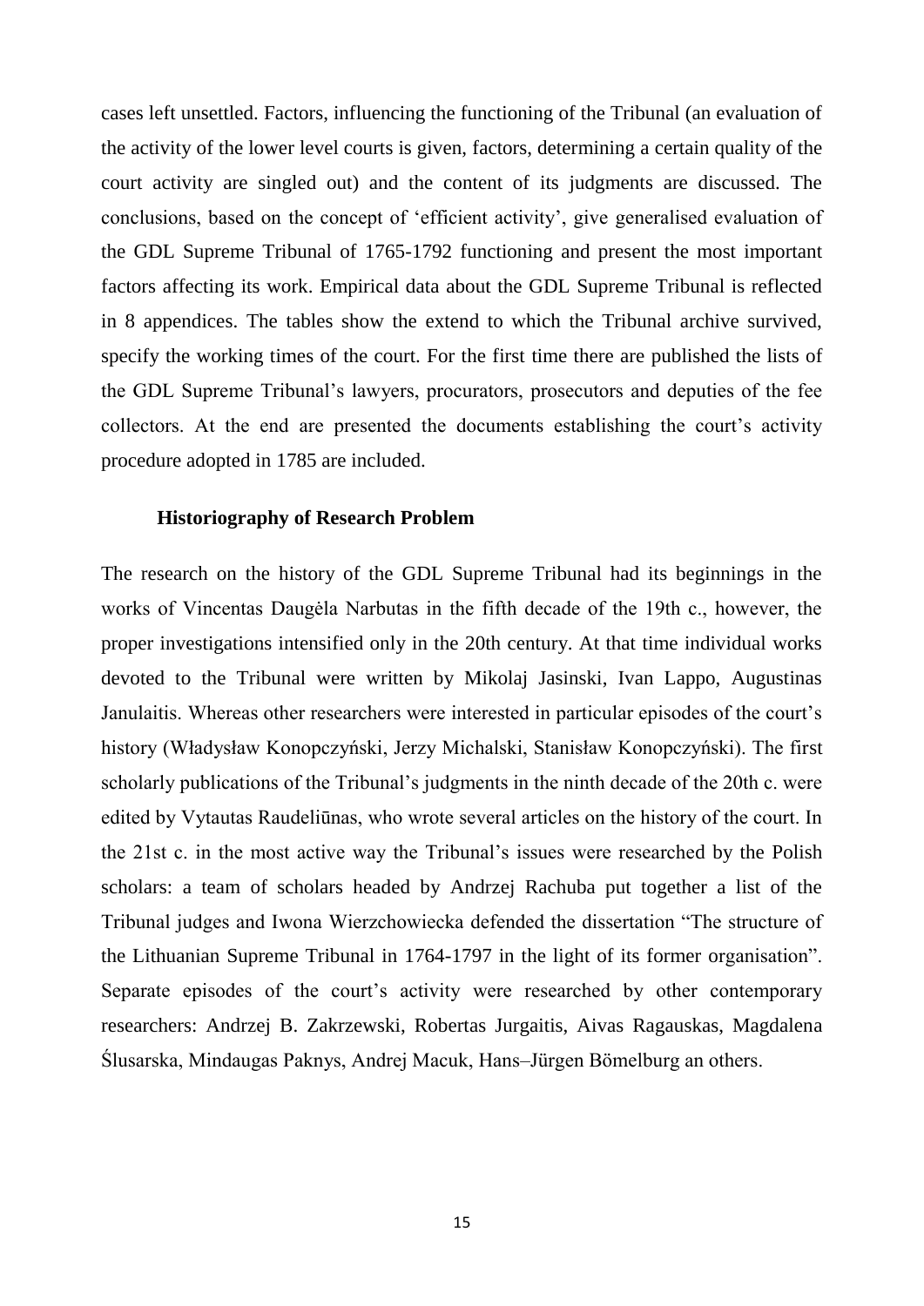cases left unsettled. Factors, influencing the functioning of the Tribunal (an evaluation of the activity of the lower level courts is given, factors, determining a certain quality of the court activity are singled out) and the content of its judgments are discussed. The conclusions, based on the concept of 'efficient activity', give generalised evaluation of the GDL Supreme Tribunal of 1765-1792 functioning and present the most important factors affecting its work. Empirical data about the GDL Supreme Tribunal is reflected in 8 appendices. The tables show the extend to which the Tribunal archive survived, specify the working times of the court. For the first time there are published the lists of the GDL Supreme Tribunal's lawyers, procurators, prosecutors and deputies of the fee collectors. At the end are presented the documents establishing the court's activity procedure adopted in 1785 are included.

**Historiography of Research Problem**

The research on the history of the GDL Supreme Tribunal had its beginnings in the works of Vincentas Daugėla Narbutas in the fifth decade of the 19th c., however, the proper investigations intensified only in the 20th century. At that time individual works devoted to the Tribunal were written by Mikolaj Jasinski, Ivan Lappo, Augustinas Janulaitis. Whereas other researchers were interested in particular episodes of the court's history (Władysław Konopczyński, Jerzy Michalski, Stanisław Konopczyński). The first scholarly publications of the Tribunal's judgments in the ninth decade of the 20th c. were edited by Vytautas Raudeliūnas, who wrote several articles on the history of the court. In the 21st c. in the most active way the Tribunal's issues were researched by the Polish scholars: a team of scholars headed by Andrzej Rachuba put together a list of the Tribunal judges and Iwona Wierzchowiecka defended the dissertation "The structure of the Lithuanian Supreme Tribunal in 1764-1797 in the light of its former organisation". Separate episodes of the court's activity were researched by other contemporary researchers: Andrzej B. Zakrzewski, Robertas Jurgaitis, Aivas Ragauskas, Magdalena Ślusarska, Mindaugas Paknys, Andrej Macuk, Hans–Jürgen Bömelburg an others.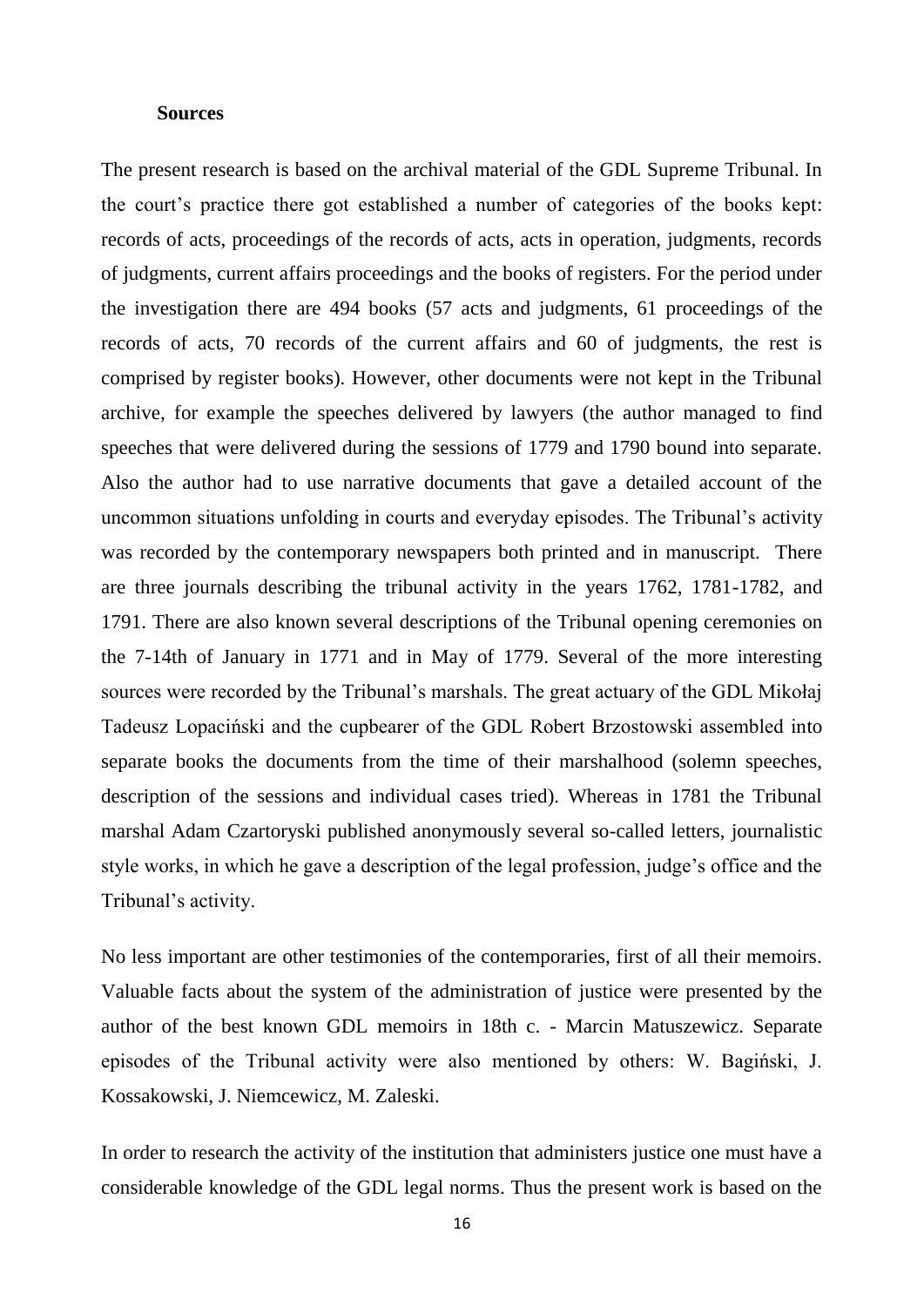### Sources

The present research is based on the archival material of the GDL Supreme Tribunal. In the court's practice there got established a number of categories of the books kept: records of acts, proceedings of the records of acts, acts in operation, judgments, records of judgments, current affairs proceedings and the books of registers. For the period under the investigation there are 494 books (57 acts and judgments, 61 proceedings of the records of acts, 70 records of the current affairs and 60 of judgments, the rest is comprised by register books). However, other documents were not kept in the Tribunal archive, for example the speeches delivered by lawyers (the author managed to find speeches that were delivered during the sessions of 1779 and 1790 bound into separate. Also the author had to use narrative documents that gave a detailed account of the uncommon situations unfolding in courts and everyday episodes. The Tribunal's activity was recorded by the contemporary newspapers both printed and in manuscript. There are three journals describing the tribunal activity in the years 1762, 1781-1782, and 1791. There are also known several descriptions of the Tribunal opening ceremonies on the 7-14th of January in 1771 and in May of 1779. Several of the more interesting sources were recorded by the Tribunal's marshals. The great actuary of the GDL Mikołaj Tadeusz Lopaciński and the cupbearer of the GDL Robert Brzostowski assembled into separate books the documents from the time of their marshalhood (solemn speeches, description of the sessions and individual cases tried). Whereas in 1781 the Tribunal marshal Adam Czartoryski published anonymously several so-called letters, journalistic style works, in which he gave a description of the legal profession, judge's office and the Tribunal's activity.

No less important are other testimonies of the contemporaries, first of all their memoirs. Valuable facts about the system of the administration of justice were presented by the author of the best known GDL memoirs in 18th c. - Marcin Matuszewicz. Separate episodes of the Tribunal activity were also mentioned by others: W. Bagiński, J. Kossakowski, J. Niemcewicz, M. Zaleski.

In order to research the activity of the institution that administers justice one must have a considerable knowledge of the GDL legal norms. Thus the present work is based on the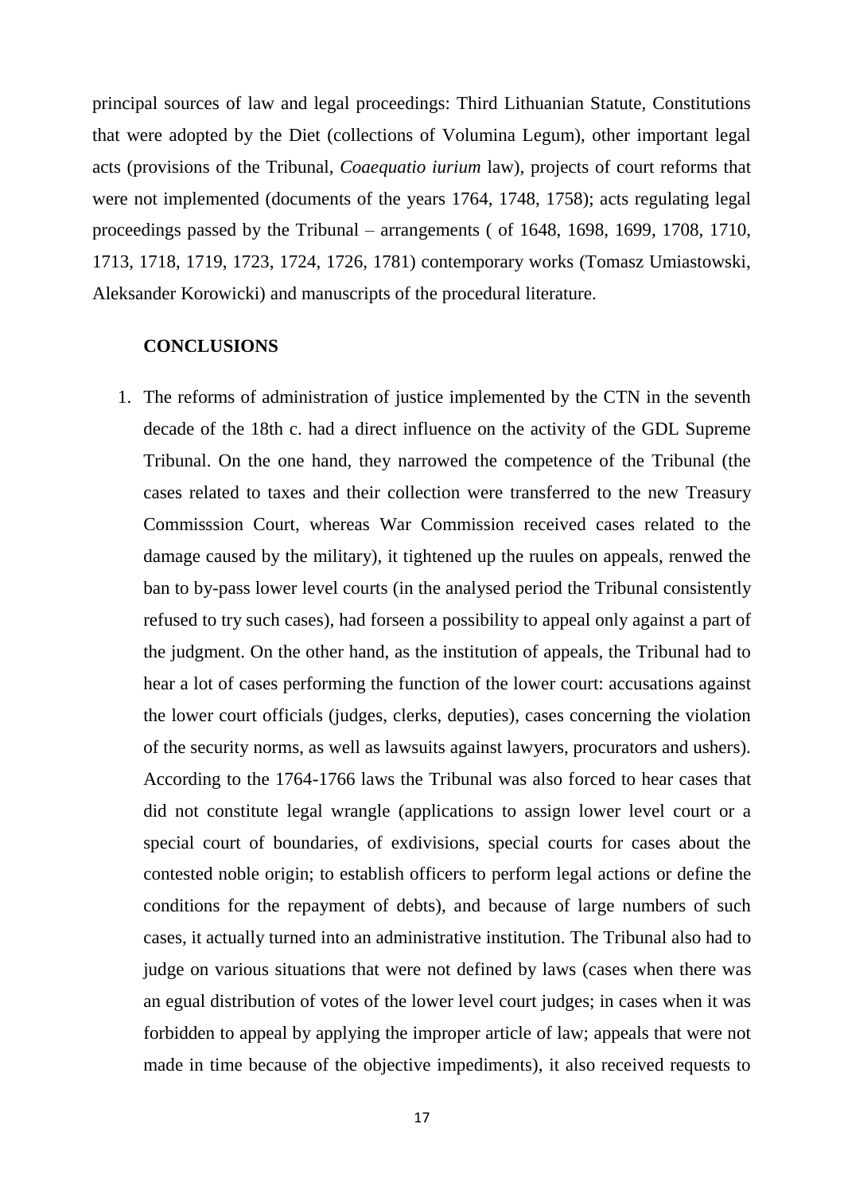principal sources of law and legal proceedings: Third Lithuanian Statute, Constitutions that were adopted by the Diet (collections of Volumina Legum), other important legal acts (provisions of the Tribunal, *Coaequatio iurium* law), projects of court reforms that were not implemented (documents of the years 1764, 1748, 1758); acts regulating legal proceedings passed by the Tribunal – arrangements ( of 1648, 1698, 1699, 1708, 1710, 1713, 1718, 1719, 1723, 1724, 1726, 1781) contemporary works (Tomasz Umiastowski, Aleksander Korowicki) and manuscripts of the procedural literature.

**CONCLUSIONS**

1. The reforms of administration of justice implemented by the CTN in the seventh decade of the 18th c. had a direct influence on the activity of the GDL Supreme Tribunal. On the one hand, they narrowed the competence of the Tribunal (the cases related to taxes and their collection were transferred to the new Treasury Commisssion Court, whereas War Commission received cases related to the damage caused by the military), it tightened up the ruules on appeals, renwed the ban to by-pass lower level courts (in the analysed period the Tribunal consistently refused to try such cases), had forseen a possibility to appeal only against a part of the judgment. On the other hand, as the institution of appeals, the Tribunal had to hear a lot of cases performing the function of the lower court: accusations against the lower court officials (judges, clerks, deputies), cases concerning the violation of the security norms, as well as lawsuits against lawyers, procurators and ushers). According to the 1764-1766 laws the Tribunal was also forced to hear cases that did not constitute legal wrangle (applications to assign lower level court or a special court of boundaries, of exdivisions, special courts for cases about the contested noble origin; to establish officers to perform legal actions or define the conditions for the repayment of debts), and because of large numbers of such cases, it actually turned into an administrative institution. The Tribunal also had to judge on various situations that were not defined by laws (cases when there was an egual distribution of votes of the lower level court judges; in cases when it was forbidden to appeal by applying the improper article of law; appeals that were not made in time because of the objective impediments), it also received requests to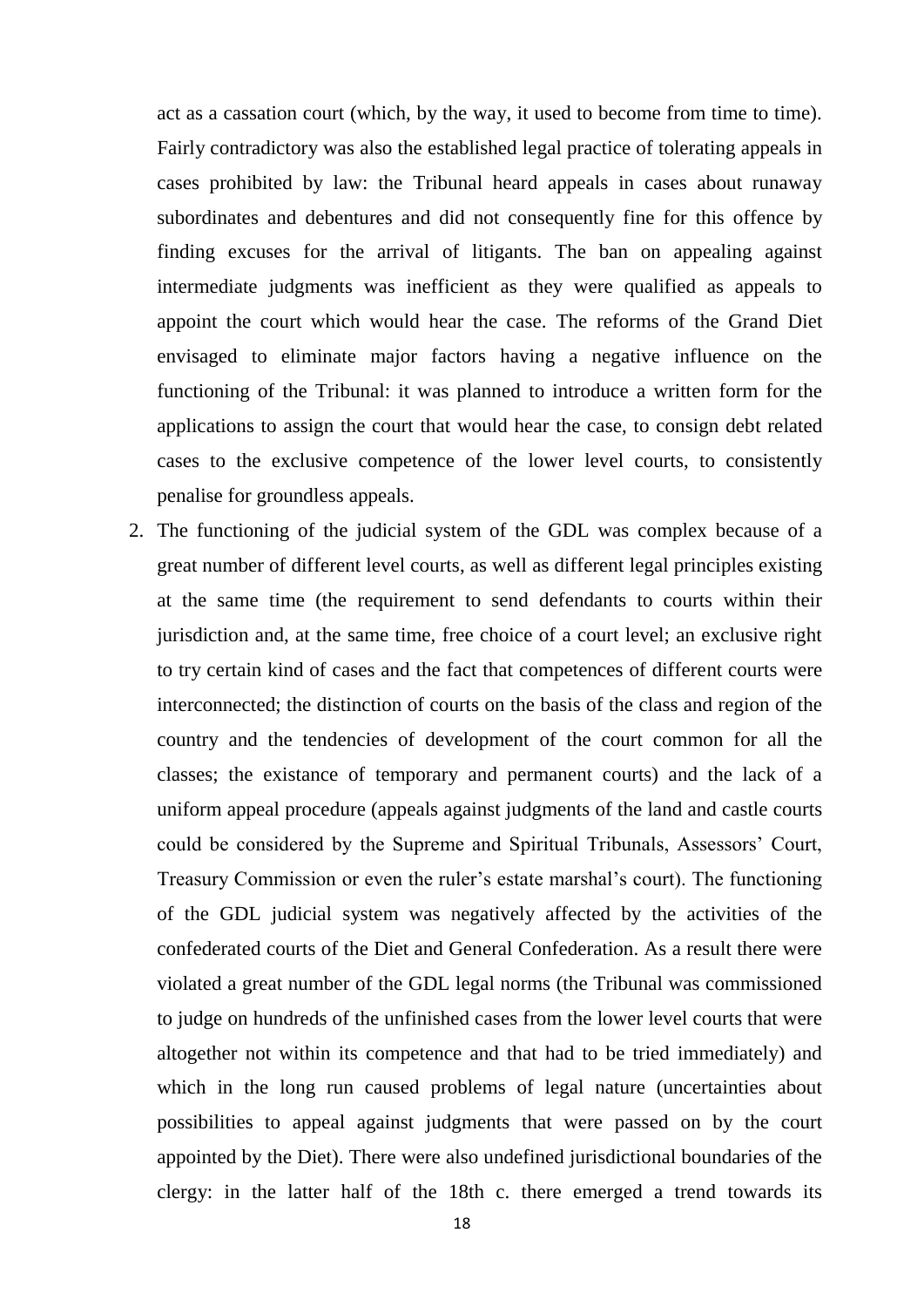act as a cassation court (which, by the way, it used to become from time to time). Fairly contradictory was also the established legal practice of tolerating appeals in cases prohibited by law: the Tribunal heard appeals in cases about runaway subordinates and debentures and did not consequently fine for this offence by finding excuses for the arrival of litigants. The ban on appealing against intermediate judgments was inefficient as they were qualified as appeals to appoint the court which would hear the case. The reforms of the Grand Diet envisaged to eliminate major factors having a negative influence on the functioning of the Tribunal: it was planned to introduce a written form for the applications to assign the court that would hear the case, to consign debt related cases to the exclusive competence of the lower level courts, to consistently penalise for groundless appeals.

2. The functioning of the judicial system of the GDL was complex because of a great number of different level courts, as well as different legal principles existing at the same time (the requirement to send defendants to courts within their jurisdiction and, at the same time, free choice of a court level; an exclusive right to try certain kind of cases and the fact that competences of different courts were interconnected; the distinction of courts on the basis of the class and region of the country and the tendencies of development of the court common for all the classes; the existance of temporary and permanent courts) and the lack of a uniform appeal procedure (appeals against judgments of the land and castle courts could be considered by the Supreme and Spiritual Tribunals, Assessors' Court, Treasury Commission or even the ruler's estate marshal's court). The functioning of the GDL judicial system was negatively affected by the activities of the confederated courts of the Diet and General Confederation. As a result there were violated a great number of the GDL legal norms (the Tribunal was commissioned to judge on hundreds of the unfinished cases from the lower level courts that were altogether not within its competence and that had to be tried immediately) and which in the long run caused problems of legal nature (uncertainties about possibilities to appeal against judgments that were passed on by the court appointed by the Diet). There were also undefined jurisdictional boundaries of the clergy: in the latter half of the 18th c. there emerged a trend towards its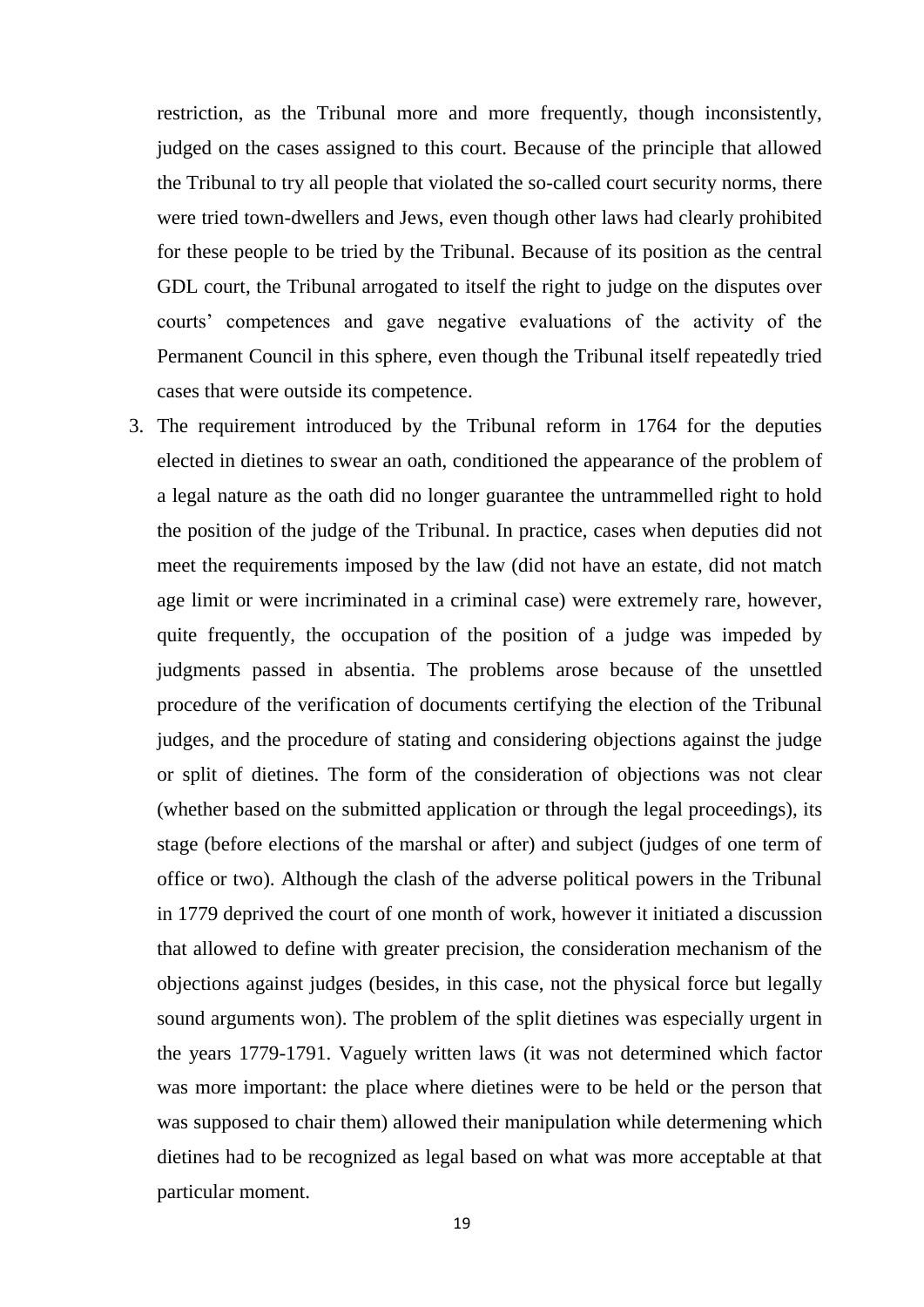restriction, as the Tribunal more and more frequently, though inconsistently, judged on the cases assigned to this court. Because of the principle that allowed the Tribunal to try all people that violated the so-called court security norms, there were tried town-dwellers and Jews, even though other laws had clearly prohibited for these people to be tried by the Tribunal. Because of its position as the central GDL court, the Tribunal arrogated to itself the right to judge on the disputes over courts' competences and gave negative evaluations of the activity of the Permanent Council in this sphere, even though the Tribunal itself repeatedly tried cases that were outside its competence.

3. The requirement introduced by the Tribunal reform in 1764 for the deputies elected in dietines to swear an oath, conditioned the appearance of the problem of a legal nature as the oath did no longer guarantee the untrammelled right to hold the position of the judge of the Tribunal. In practice, cases when deputies did not meet the requirements imposed by the law (did not have an estate, did not match age limit or were incriminated in a criminal case) were extremely rare, however, quite frequently, the occupation of the position of a judge was impeded by judgments passed in absentia. The problems arose because of the unsettled procedure of the verification of documents certifying the election of the Tribunal judges, and the procedure of stating and considering objections against the judge or split of dietines. The form of the consideration of objections was not clear (whether based on the submitted application or through the legal proceedings), its stage (before elections of the marshal or after) and subject (judges of one term of office or two). Although the clash of the adverse political powers in the Tribunal in 1779 deprived the court of one month of work, however it initiated a discussion that allowed to define with greater precision, the consideration mechanism of the objections against judges (besides, in this case, not the physical force but legally sound arguments won). The problem of the split dietines was especially urgent in the years 1779-1791. Vaguely written laws (it was not determined which factor was more important: the place where dietines were to be held or the person that was supposed to chair them) allowed their manipulation while determening which dietines had to be recognized as legal based on what was more acceptable at that particular moment.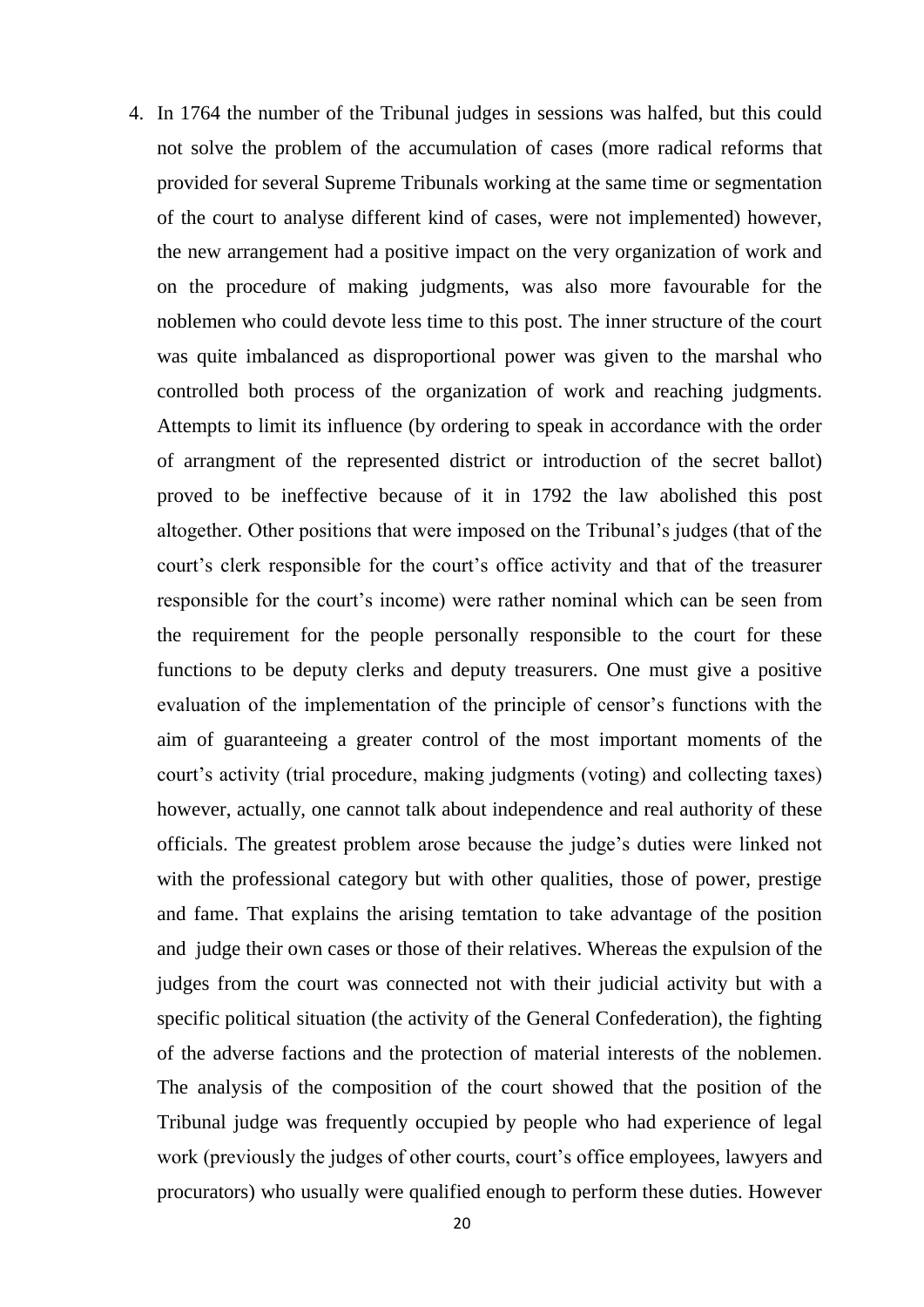4. In 1764 the number of the Tribunal judges in sessions was halfed, but this could not solve the problem of the accumulation of cases (more radical reforms that provided for several Supreme Tribunals working at the same time or segmentation of the court to analyse different kind of cases, were not implemented) however, the new arrangement had a positive impact on the very organization of work and on the procedure of making judgments, was also more favourable for the noblemen who could devote less time to this post. The inner structure of the court was quite imbalanced as disproportional power was given to the marshal who controlled both process of the organization of work and reaching judgments. Attempts to limit its influence (by ordering to speak in accordance with the order of arrangment of the represented district or introduction of the secret ballot) proved to be ineffective because of it in 1792 the law abolished this post altogether. Other positions that were imposed on the Tribunal's judges (that of the court's clerk responsible for the court's office activity and that of the treasurer responsible for the court's income) were rather nominal which can be seen from the requirement for the people personally responsible to the court for these functions to be deputy clerks and deputy treasurers. One must give a positive evaluation of the implementation of the principle of censor's functions with the aim of guaranteeing a greater control of the most important moments of the court's activity (trial procedure, making judgments (voting) and collecting taxes) however, actually, one cannot talk about independence and real authority of these officials. The greatest problem arose because the judge's duties were linked not with the professional category but with other qualities, those of power, prestige and fame. That explains the arising temtation to take advantage of the position and judge their own cases or those of their relatives. Whereas the expulsion of the judges from the court was connected not with their judicial activity but with a specific political situation (the activity of the General Confederation), the fighting of the adverse factions and the protection of material interests of the noblemen. The analysis of the composition of the court showed that the position of the Tribunal judge was frequently occupied by people who had experience of legal work (previously the judges of other courts, court's office employees, lawyers and procurators) who usually were qualified enough to perform these duties. However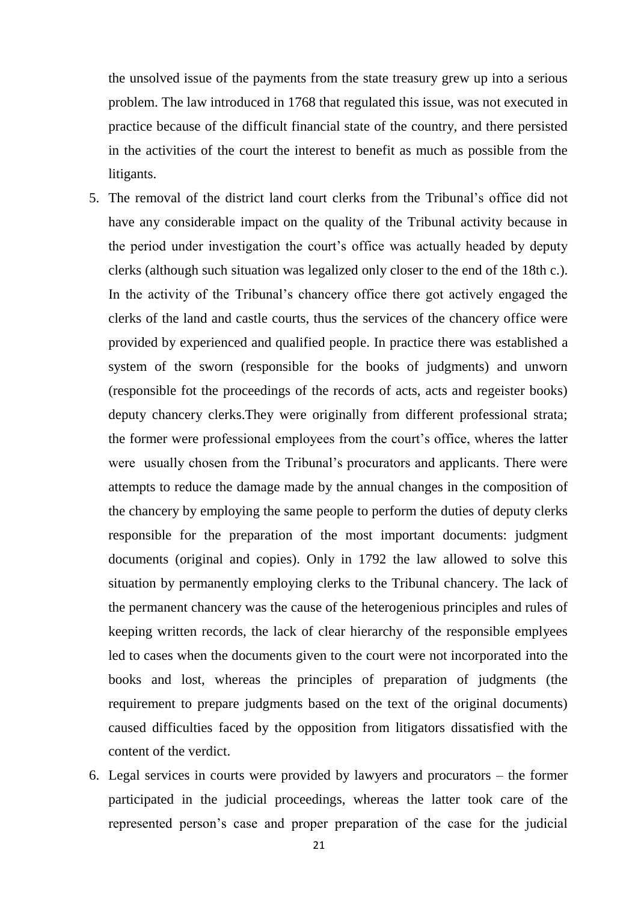the unsolved issue of the payments from the state treasury grew up into a serious problem. The law introduced in 1768 that regulated this issue, was not executed in practice because of the difficult financial state of the country, and there persisted in the activities of the court the interest to benefit as much as possible from the litigants.

5. The removal of the district land court clerks from the Tribunal's office did not have any considerable impact on the quality of the Tribunal activity because in the period under investigation the court's office was actually headed by deputy clerks (although such situation was legalized only closer to the end of the 18th c.). In the activity of the Tribunal's chancery office there got actively engaged the clerks of the land and castle courts, thus the services of the chancery office were provided by experienced and qualified people. In practice there was established a system of the sworn (responsible for the books of judgments) and unworn (responsible fot the proceedings of the records of acts, acts and regeister books) deputy chancery clerks.They were originally from different professional strata; the former were professional employees from the court's office, wheres the latter were usually chosen from the Tribunal's procurators and applicants. There were attempts to reduce the damage made by the annual changes in the composition of the chancery by employing the same people to perform the duties of deputy clerks responsible for the preparation of the most important documents: judgment documents (original and copies). Only in 1792 the law allowed to solve this situation by permanently employing clerks to the Tribunal chancery. The lack of the permanent chancery was the cause of the heterogenious principles and rules of keeping written records, the lack of clear hierarchy of the responsible emplyees led to cases when the documents given to the court were not incorporated into the books and lost, whereas the principles of preparation of judgments (the requirement to prepare judgments based on the text of the original documents) caused difficulties faced by the opposition from litigators dissatisfied with the content of the verdict.
6. Legal services in courts were provided by lawyers and procurators – the former participated in the judicial proceedings, whereas the latter took care of the represented person's case and proper preparation of the case for the judicial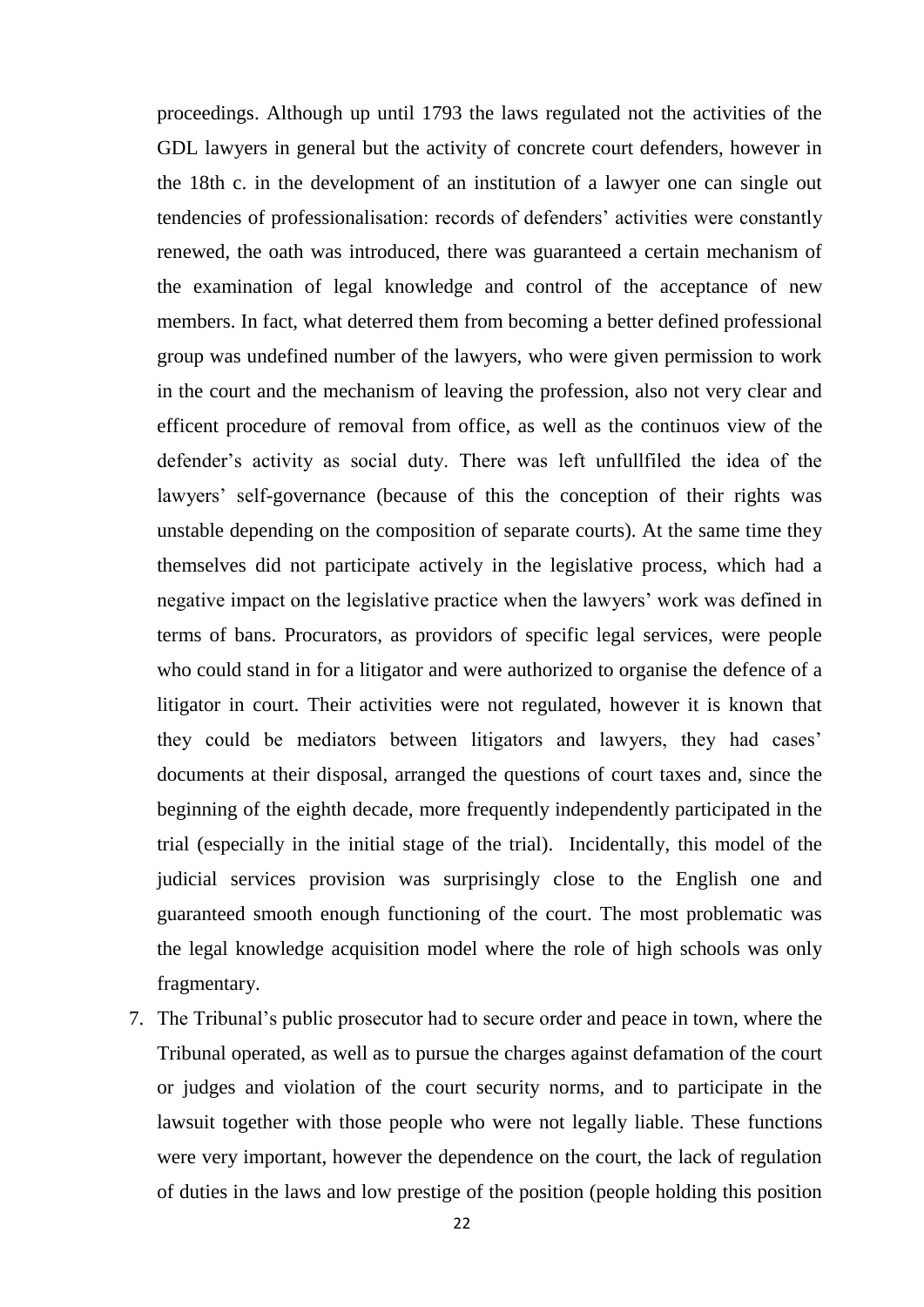proceedings. Although up until 1793 the laws regulated not the activities of the GDL lawyers in general but the activity of concrete court defenders, however in the 18th c. in the development of an institution of a lawyer one can single out tendencies of professionalisation: records of defenders' activities were constantly renewed, the oath was introduced, there was guaranteed a certain mechanism of the examination of legal knowledge and control of the acceptance of new members. In fact, what deterred them from becoming a better defined professional group was undefined number of the lawyers, who were given permission to work in the court and the mechanism of leaving the profession, also not very clear and efficent procedure of removal from office, as well as the continuos view of the defender's activity as social duty. There was left unfullfiled the idea of the lawyers' self-governance (because of this the conception of their rights was unstable depending on the composition of separate courts). At the same time they themselves did not participate actively in the legislative process, which had a negative impact on the legislative practice when the lawyers' work was defined in terms of bans. Procurators, as providors of specific legal services, were people who could stand in for a litigator and were authorized to organise the defence of a litigator in court. Their activities were not regulated, however it is known that they could be mediators between litigators and lawyers, they had cases' documents at their disposal, arranged the questions of court taxes and, since the beginning of the eighth decade, more frequently independently participated in the trial (especially in the initial stage of the trial). Incidentally, this model of the judicial services provision was surprisingly close to the English one and guaranteed smooth enough functioning of the court. The most problematic was the legal knowledge acquisition model where the role of high schools was only fragmentary.

7. The Tribunal's public prosecutor had to secure order and peace in town, where the Tribunal operated, as well as to pursue the charges against defamation of the court or judges and violation of the court security norms, and to participate in the lawsuit together with those people who were not legally liable. These functions were very important, however the dependence on the court, the lack of regulation of duties in the laws and low prestige of the position (people holding this position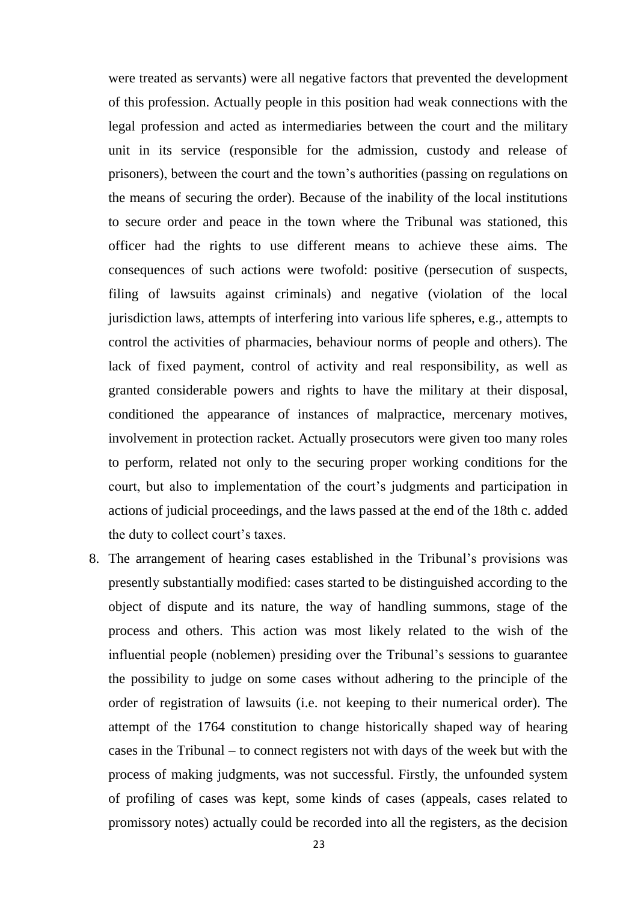were treated as servants) were all negative factors that prevented the development of this profession. Actually people in this position had weak connections with the legal profession and acted as intermediaries between the court and the military unit in its service (responsible for the admission, custody and release of prisoners), between the court and the town's authorities (passing on regulations on the means of securing the order). Because of the inability of the local institutions to secure order and peace in the town where the Tribunal was stationed, this officer had the rights to use different means to achieve these aims. The consequences of such actions were twofold: positive (persecution of suspects, filing of lawsuits against criminals) and negative (violation of the local jurisdiction laws, attempts of interfering into various life spheres, e.g., attempts to control the activities of pharmacies, behaviour norms of people and others). The lack of fixed payment, control of activity and real responsibility, as well as granted considerable powers and rights to have the military at their disposal, conditioned the appearance of instances of malpractice, mercenary motives, involvement in protection racket. Actually prosecutors were given too many roles to perform, related not only to the securing proper working conditions for the court, but also to implementation of the court's judgments and participation in actions of judicial proceedings, and the laws passed at the end of the 18th c. added the duty to collect court's taxes.

8. The arrangement of hearing cases established in the Tribunal's provisions was presently substantially modified: cases started to be distinguished according to the object of dispute and its nature, the way of handling summons, stage of the process and others. This action was most likely related to the wish of the influential people (noblemen) presiding over the Tribunal's sessions to guarantee the possibility to judge on some cases without adhering to the principle of the order of registration of lawsuits (i.e. not keeping to their numerical order). The attempt of the 1764 constitution to change historically shaped way of hearing cases in the Tribunal – to connect registers not with days of the week but with the process of making judgments, was not successful. Firstly, the unfounded system of profiling of cases was kept, some kinds of cases (appeals, cases related to promissory notes) actually could be recorded into all the registers, as the decision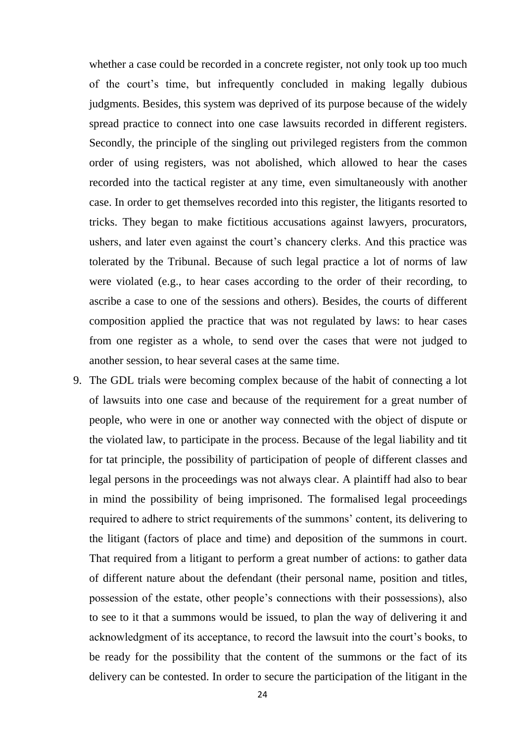whether a case could be recorded in a concrete register, not only took up too much of the court's time, but infrequently concluded in making legally dubious judgments. Besides, this system was deprived of its purpose because of the widely spread practice to connect into one case lawsuits recorded in different registers. Secondly, the principle of the singling out privileged registers from the common order of using registers, was not abolished, which allowed to hear the cases recorded into the tactical register at any time, even simultaneously with another case. In order to get themselves recorded into this register, the litigants resorted to tricks. They began to make fictitious accusations against lawyers, procurators, ushers, and later even against the court's chancery clerks. And this practice was tolerated by the Tribunal. Because of such legal practice a lot of norms of law were violated (e.g., to hear cases according to the order of their recording, to ascribe a case to one of the sessions and others). Besides, the courts of different composition applied the practice that was not regulated by laws: to hear cases from one register as a whole, to send over the cases that were not judged to another session, to hear several cases at the same time.

9. The GDL trials were becoming complex because of the habit of connecting a lot of lawsuits into one case and because of the requirement for a great number of people, who were in one or another way connected with the object of dispute or the violated law, to participate in the process. Because of the legal liability and tit for tat principle, the possibility of participation of people of different classes and legal persons in the proceedings was not always clear. A plaintiff had also to bear in mind the possibility of being imprisoned. The formalised legal proceedings required to adhere to strict requirements of the summons' content, its delivering to the litigant (factors of place and time) and deposition of the summons in court. That required from a litigant to perform a great number of actions: to gather data of different nature about the defendant (their personal name, position and titles, possession of the estate, other people's connections with their possessions), also to see to it that a summons would be issued, to plan the way of delivering it and acknowledgment of its acceptance, to record the lawsuit into the court's books, to be ready for the possibility that the content of the summons or the fact of its delivery can be contested. In order to secure the participation of the litigant in the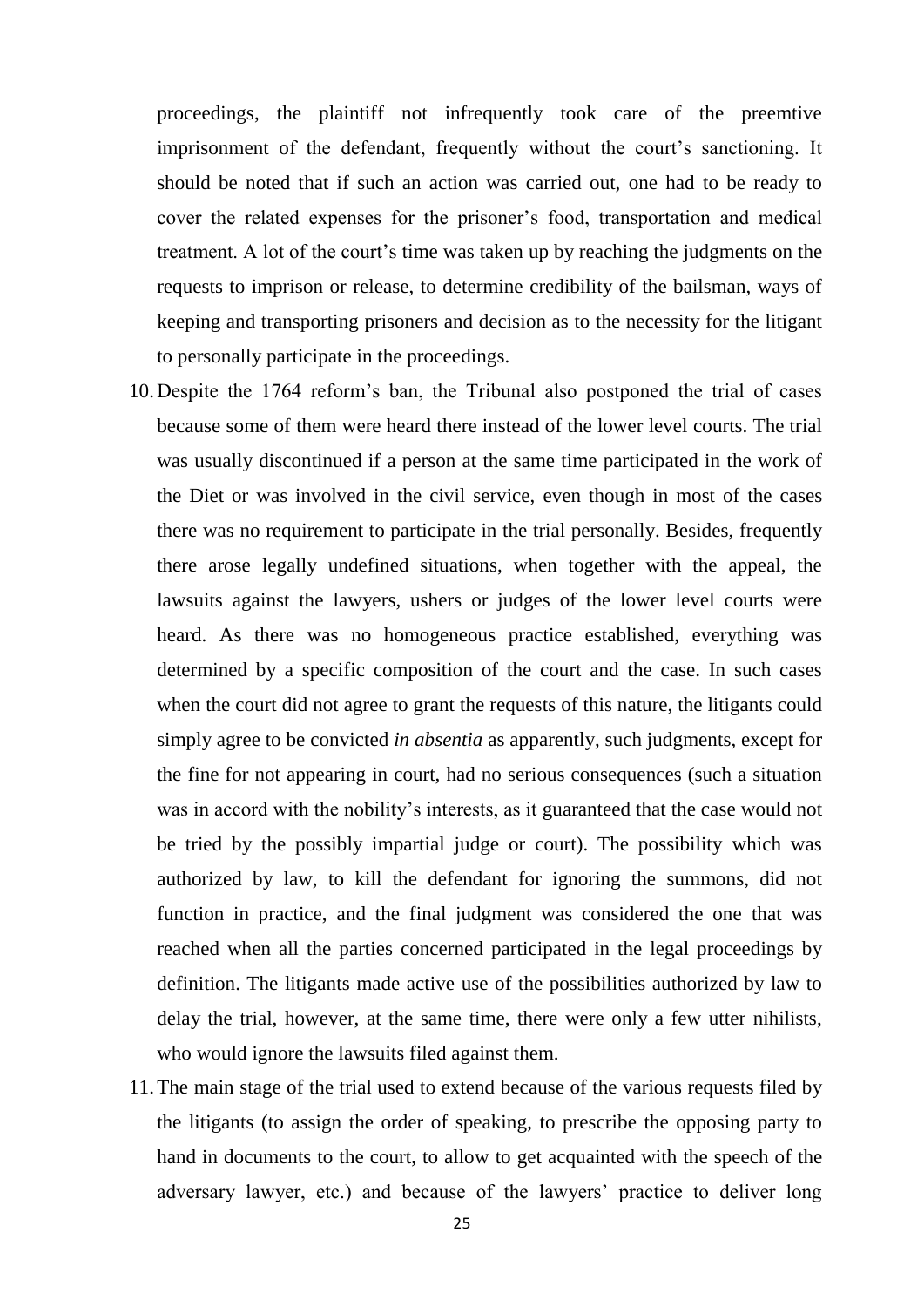proceedings, the plaintiff not infrequently took care of the preemtive imprisonment of the defendant, frequently without the court's sanctioning. It should be noted that if such an action was carried out, one had to be ready to cover the related expenses for the prisoner's food, transportation and medical treatment. A lot of the court's time was taken up by reaching the judgments on the requests to imprison or release, to determine credibility of the bailsman, ways of keeping and transporting prisoners and decision as to the necessity for the litigant to personally participate in the proceedings.

10. Despite the 1764 reform's ban, the Tribunal also postponed the trial of cases because some of them were heard there instead of the lower level courts. The trial was usually discontinued if a person at the same time participated in the work of the Diet or was involved in the civil service, even though in most of the cases there was no requirement to participate in the trial personally. Besides, frequently there arose legally undefined situations, when together with the appeal, the lawsuits against the lawyers, ushers or judges of the lower level courts were heard. As there was no homogeneous practice established, everything was determined by a specific composition of the court and the case. In such cases when the court did not agree to grant the requests of this nature, the litigants could simply agree to be convicted *in absentia* as apparently, such judgments, except for the fine for not appearing in court, had no serious consequences (such a situation was in accord with the nobility's interests, as it guaranteed that the case would not be tried by the possibly impartial judge or court). The possibility which was authorized by law, to kill the defendant for ignoring the summons, did not function in practice, and the final judgment was considered the one that was reached when all the parties concerned participated in the legal proceedings by definition. The litigants made active use of the possibilities authorized by law to delay the trial, however, at the same time, there were only a few utter nihilists, who would ignore the lawsuits filed against them.

11. The main stage of the trial used to extend because of the various requests filed by the litigants (to assign the order of speaking, to prescribe the opposing party to hand in documents to the court, to allow to get acquainted with the speech of the adversary lawyer, etc.) and because of the lawyers' practice to deliver long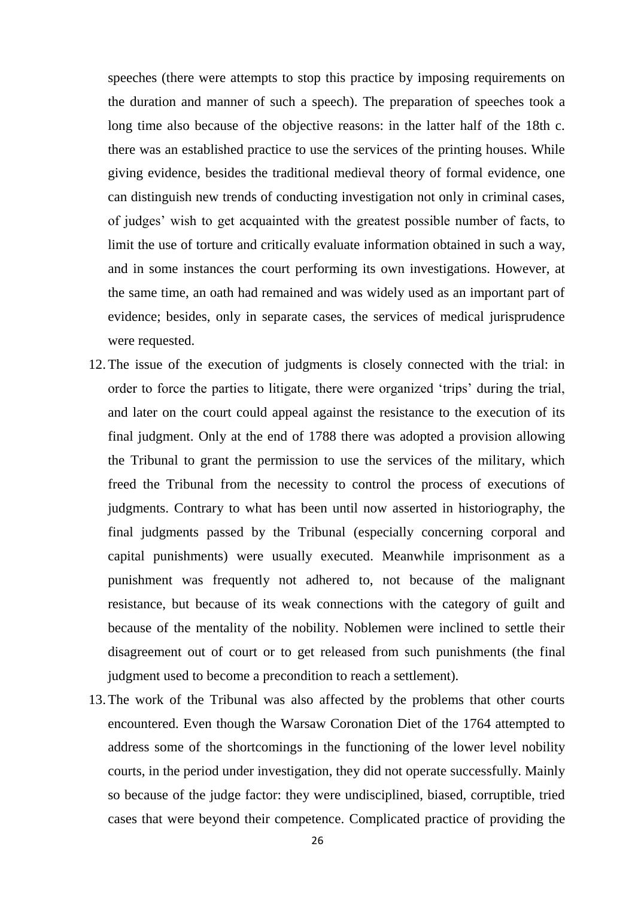speeches (there were attempts to stop this practice by imposing requirements on the duration and manner of such a speech). The preparation of speeches took a long time also because of the objective reasons: in the latter half of the 18th c. there was an established practice to use the services of the printing houses. While giving evidence, besides the traditional medieval theory of formal evidence, one can distinguish new trends of conducting investigation not only in criminal cases, of judges' wish to get acquainted with the greatest possible number of facts, to limit the use of torture and critically evaluate information obtained in such a way, and in some instances the court performing its own investigations. However, at the same time, an oath had remained and was widely used as an important part of evidence; besides, only in separate cases, the services of medical jurisprudence were requested.

12. The issue of the execution of judgments is closely connected with the trial: in order to force the parties to litigate, there were organized 'trips' during the trial, and later on the court could appeal against the resistance to the execution of its final judgment. Only at the end of 1788 there was adopted a provision allowing the Tribunal to grant the permission to use the services of the military, which freed the Tribunal from the necessity to control the process of executions of judgments. Contrary to what has been until now asserted in historiography, the final judgments passed by the Tribunal (especially concerning corporal and capital punishments) were usually executed. Meanwhile imprisonment as a punishment was frequently not adhered to, not because of the malignant resistance, but because of its weak connections with the category of guilt and because of the mentality of the nobility. Noblemen were inclined to settle their disagreement out of court or to get released from such punishments (the final judgment used to become a precondition to reach a settlement).
13. The work of the Tribunal was also affected by the problems that other courts encountered. Even though the Warsaw Coronation Diet of the 1764 attempted to address some of the shortcomings in the functioning of the lower level nobility courts, in the period under investigation, they did not operate successfully. Mainly so because of the judge factor: they were undisciplined, biased, corruptible, tried cases that were beyond their competence. Complicated practice of providing the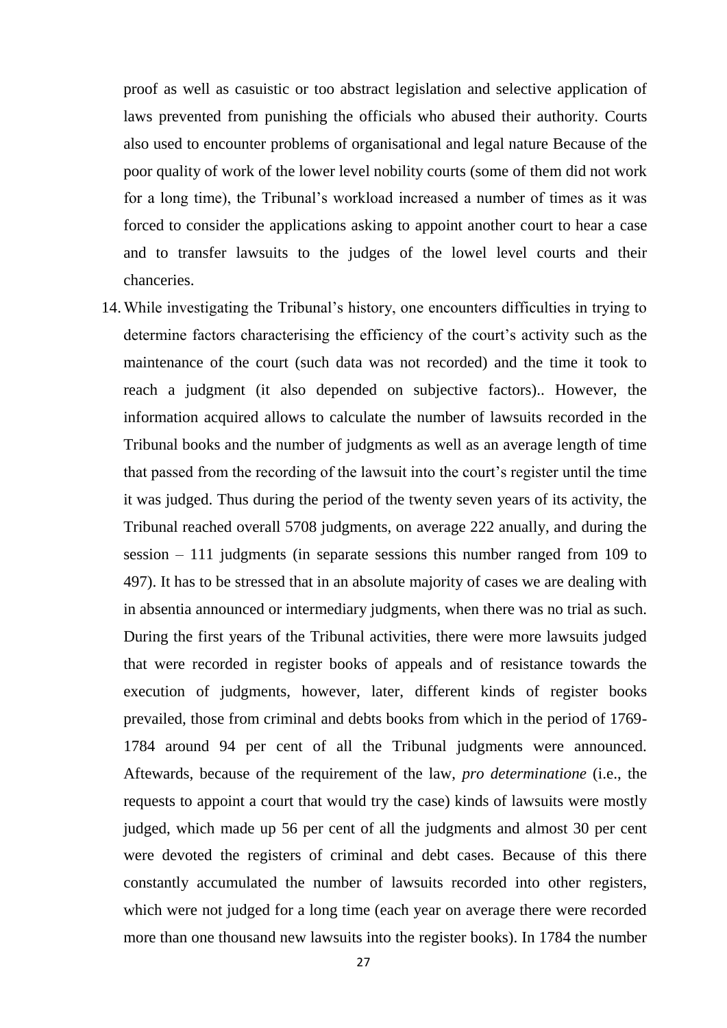proof as well as casuistic or too abstract legislation and selective application of laws prevented from punishing the officials who abused their authority. Courts also used to encounter problems of organisational and legal nature Because of the poor quality of work of the lower level nobility courts (some of them did not work for a long time), the Tribunal's workload increased a number of times as it was forced to consider the applications asking to appoint another court to hear a case and to transfer lawsuits to the judges of the lowel level courts and their chanceries.

14. While investigating the Tribunal's history, one encounters difficulties in trying to determine factors characterising the efficiency of the court's activity such as the maintenance of the court (such data was not recorded) and the time it took to reach a judgment (it also depended on subjective factors).. However, the information acquired allows to calculate the number of lawsuits recorded in the Tribunal books and the number of judgments as well as an average length of time that passed from the recording of the lawsuit into the court's register until the time it was judged. Thus during the period of the twenty seven years of its activity, the Tribunal reached overall 5708 judgments, on average 222 anually, and during the session – 111 judgments (in separate sessions this number ranged from 109 to 497). It has to be stressed that in an absolute majority of cases we are dealing with in absentia announced or intermediary judgments, when there was no trial as such. During the first years of the Tribunal activities, there were more lawsuits judged that were recorded in register books of appeals and of resistance towards the execution of judgments, however, later, different kinds of register books prevailed, those from criminal and debts books from which in the period of 1769-1784 around 94 per cent of all the Tribunal judgments were announced. Aftewards, because of the requirement of the law, *pro determinatione* (i.e., the requests to appoint a court that would try the case) kinds of lawsuits were mostly judged, which made up 56 per cent of all the judgments and almost 30 per cent were devoted the registers of criminal and debt cases. Because of this there constantly accumulated the number of lawsuits recorded into other registers, which were not judged for a long time (each year on average there were recorded more than one thousand new lawsuits into the register books). In 1784 the number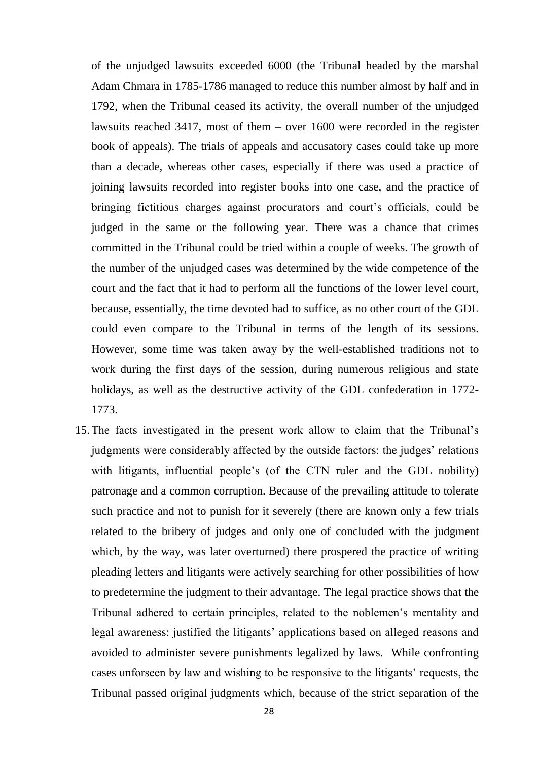of the unjudged lawsuits exceeded 6000 (the Tribunal headed by the marshal Adam Chmara in 1785-1786 managed to reduce this number almost by half and in 1792, when the Tribunal ceased its activity, the overall number of the unjudged lawsuits reached 3417, most of them – over 1600 were recorded in the register book of appeals). The trials of appeals and accusatory cases could take up more than a decade, whereas other cases, especially if there was used a practice of joining lawsuits recorded into register books into one case, and the practice of bringing fictitious charges against procurators and court's officials, could be judged in the same or the following year. There was a chance that crimes committed in the Tribunal could be tried within a couple of weeks. The growth of the number of the unjudged cases was determined by the wide competence of the court and the fact that it had to perform all the functions of the lower level court, because, essentially, the time devoted had to suffice, as no other court of the GDL could even compare to the Tribunal in terms of the length of its sessions. However, some time was taken away by the well-established traditions not to work during the first days of the session, during numerous religious and state holidays, as well as the destructive activity of the GDL confederation in 1772-1773.

15. The facts investigated in the present work allow to claim that the Tribunal's judgments were considerably affected by the outside factors: the judges' relations with litigants, influential people's (of the CTN ruler and the GDL nobility) patronage and a common corruption. Because of the prevailing attitude to tolerate such practice and not to punish for it severely (there are known only a few trials related to the bribery of judges and only one of concluded with the judgment which, by the way, was later overturned) there prospered the practice of writing pleading letters and litigants were actively searching for other possibilities of how to predetermine the judgment to their advantage. The legal practice shows that the Tribunal adhered to certain principles, related to the noblemen's mentality and legal awareness: justified the litigants' applications based on alleged reasons and avoided to administer severe punishments legalized by laws. While confronting cases unforseen by law and wishing to be responsive to the litigants' requests, the Tribunal passed original judgments which, because of the strict separation of the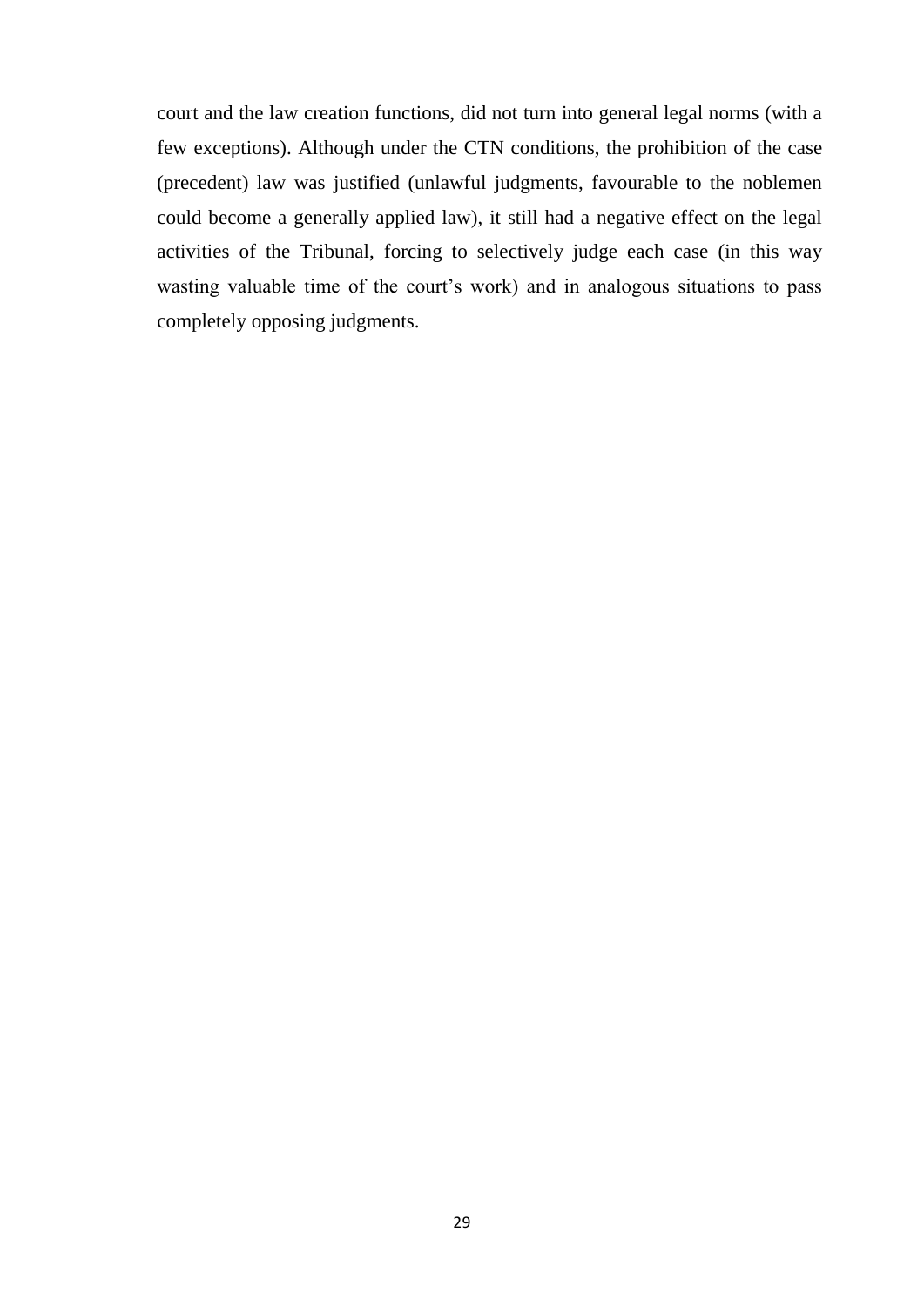court and the law creation functions, did not turn into general legal norms (with a few exceptions). Although under the CTN conditions, the prohibition of the case (precedent) law was justified (unlawful judgments, favourable to the noblemen could become a generally applied law), it still had a negative effect on the legal activities of the Tribunal, forcing to selectively judge each case (in this way wasting valuable time of the court's work) and in analogous situations to pass completely opposing judgments.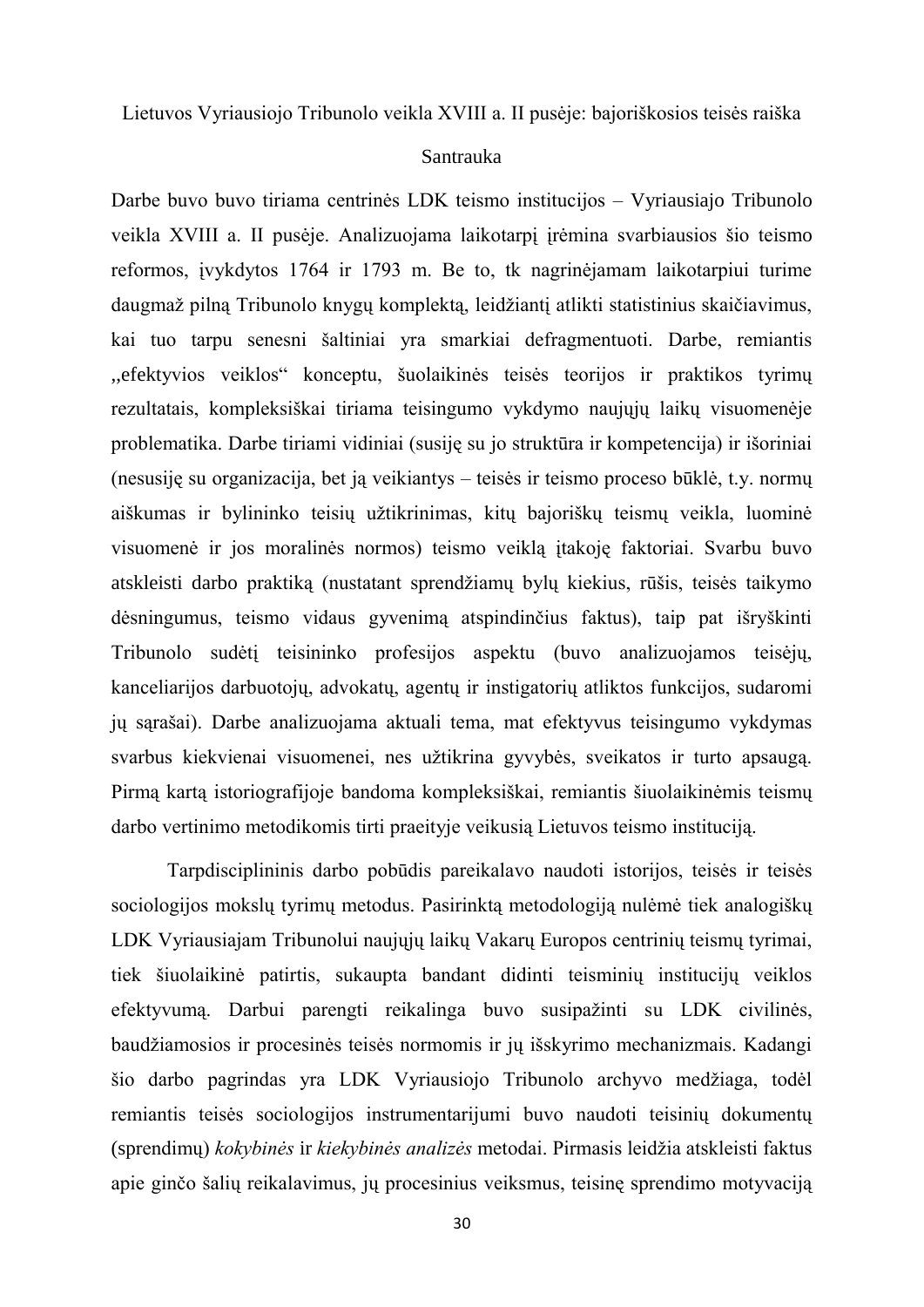Lietuvos Vyriausiojo Tribunolo veikla XVIII a. II pusėje: bajoriškosios teisės raiška

Santrauka

Darbe buvo buvo tiriama centrinės LDK teismo institucijos – Vyriausiajo Tribunolo veikla XVIII a. II pusėje. Analizuojama laikotarpį įrėmina svarbiausios šio teismo reformos, įvykdytos 1764 ir 1793 m. Be to, tk nagrinėjamam laikotarpiui turime daugmaž pilną Tribunolo knygų komplektą, leidžiantį atlikti statistinius skaičiavimus, kai tuo tarpu senesni šaltiniai yra smarkiai defragmentuoti. Darbe, remiantis „efektyvios veiklos" konceptu, šuolaikinės teisės teorijos ir praktikos tyrimų rezultatais, kompleksiškai tiriama teisingumo vykdymo naujųjų laikų visuomenėje problematika. Darbe tiriami vidiniai (susiję su jo struktūra ir kompetencija) ir išoriniai (nesusiję su organizacija, bet ją veikiantys – teisės ir teismo proceso būklė, t.y. normų aiškumas ir bylininko teisių užtikrinimas, kitų bajoriškų teismų veikla, luominė visuomenė ir jos moralinės normos) teismo veiklą įtakoję faktoriai. Svarbu buvo atskleisti darbo praktiką (nustatant sprendžiamų bylų kiekius, rūšis, teisės taikymo dėsningumus, teismo vidaus gyvenimą atspindinčius faktus), taip pat išryškinti Tribunolo sudėtį teisininko profesijos aspektu (buvo analizuojamos teisėjų, kanceliarijos darbuotojų, advokatų, agentų ir instigatorių atliktos funkcijos, sudaromi jų sąrašai). Darbe analizuojama aktuali tema, mat efektyvus teisingumo vykdymas svarbus kiekvienai visuomenei, nes užtikrina gyvybės, sveikatos ir turto apsaugą. Pirmą kartą istoriografijoje bandoma kompleksiškai, remiantis šiuolaikinėmis teismų darbo vertinimo metodikomis tirti praeityje veikusią Lietuvos teismo instituciją.

Tarpdisciplininis darbo pobūdis pareikalavo naudoti istorijos, teisės ir teisės sociologijos mokslų tyrimų metodus. Pasirinktą metodologiją nulėmė tiek analogiškų LDK Vyriausiajam Tribunolui naujųjų laikų Vakarų Europos centrinių teismų tyrimai, tiek šiuolaikinė patirtis, sukaupta bandant didinti teisminių institucijų veiklos efektyvumą. Darbui parengti reikalinga buvo susipažinti su LDK civilinės, baudžiamosios ir procesinės teisės normomis ir jų išskyrimo mechanizmais. Kadangi šio darbo pagrindas yra LDK Vyriausiojo Tribunolo archyvo medžiaga, todėl remiantis teisės sociologijos instrumentarijumi buvo naudoti teisinių dokumentų (sprendimų) *kokybinės* ir *kiekybinės analizės* metodai. Pirmasis leidžia atskleisti faktus apie ginčo šalių reikalavimus, jų procesinius veiksmus, teisinę sprendimo motyvaciją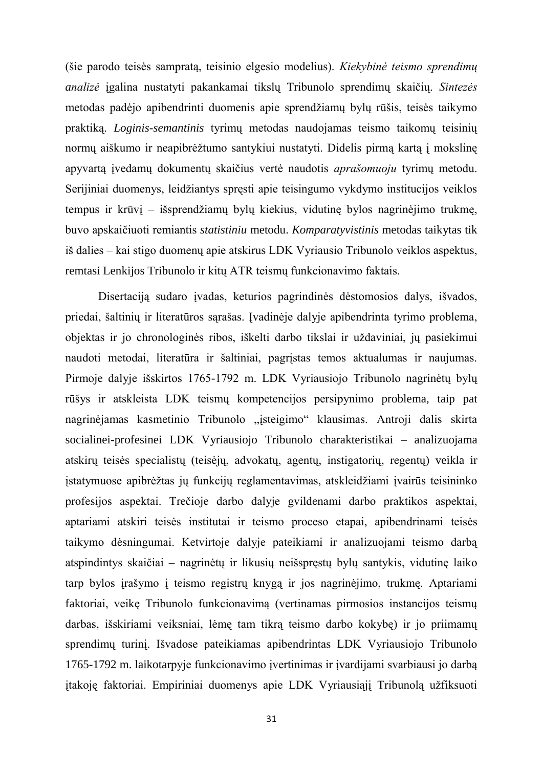(šie parodo teisės sampratą, teisinio elgesio modelius). *Kiekybinė teismo sprendimų analizė* įgalina nustatyti pakankamai tikslų Tribunolo sprendimų skaičių. *Sintezės* metodas padėjo apibendrinti duomenis apie sprendžiamų bylų rūšis, teisės taikymo praktiką. *Loginis-semantinis* tyrimų metodas naudojamas teismo taikomų teisinių normų aiškumo ir neapibrėžtumo santykiui nustatyti. Didelis pirmą kartą į mokslinę apyvartą įvedamų dokumentų skaičius vertė naudotis *aprašomuoju* tyrimų metodu. Serijiniai duomenys, leidžiantys spręsti apie teisingumo vykdymo institucijos veiklos tempus ir krūvį – išsprendžiamų bylų kiekius, vidutinę bylos nagrinėjimo trukmę, buvo apskaičiuoti remiantis *statistiniu* metodu. *Komparatyvistinis* metodas taikytas tik iš dalies – kai stigo duomenų apie atskirus LDK Vyriausio Tribunolo veiklos aspektus, remtasi Lenkijos Tribunolo ir kitų ATR teismų funkcionavimo faktais.

Disertaciją sudaro įvadas, keturios pagrindinės dėstomosios dalys, išvados, priedai, šaltinių ir literatūros sąrašas. Įvadinėje dalyje apibendrinta tyrimo problema, objektas ir jo chronologinės ribos, iškelti darbo tikslai ir uždaviniai, jų pasiekimui naudoti metodai, literatūra ir šaltiniai, pagrįstas temos aktualumas ir naujumas. Pirmoje dalyje išskirtos 1765-1792 m. LDK Vyriausiojo Tribunolo nagrinėtų bylų rūšys ir atskleista LDK teismų kompetencijos persipynimo problema, taip pat nagrinėjamas kasmetinio Tribunolo „įsteigimo“ klausimas. Antroji dalis skirta socialinei-profesinei LDK Vyriausiojo Tribunolo charakteristikai – analizuojama atskirų teisės specialistų (teisėjų, advokatų, agentų, instigatorių, regentų) veikla ir įstatymuose apibrėžtas jų funkcijų reglamentavimas, atskleidžiami įvairūs teisininko profesijos aspektai. Trečioje darbo dalyje gvildenami darbo praktikos aspektai, aptariami atskiri teisės institutai ir teismo proceso etapai, apibendrinami teisės taikymo dėsningumai. Ketvirtoje dalyje pateikiami ir analizuojami teismo darbą atspindintys skaičiai – nagrinėtų ir likusių neišspręstų bylų santykis, vidutinę laiko tarp bylos įrašymo į teismo registrų knygą ir jos nagrinėjimo, trukmę. Aptariami faktoriai, veikę Tribunolo funkcionavimą (vertinamas pirmosios instancijos teismų darbas, išskiriami veiksniai, lėmę tam tikrą teismo darbo kokybę) ir jo priimamų sprendimų turinį. Išvadose pateikiamas apibendrintas LDK Vyriausiojo Tribunolo 1765-1792 m. laikotarpyje funkcionavimo įvertinimas ir įvardijami svarbiausi jo darbą įtakoję faktoriai. Empiriniai duomenys apie LDK Vyriausiąjį Tribunolą užfiksuoti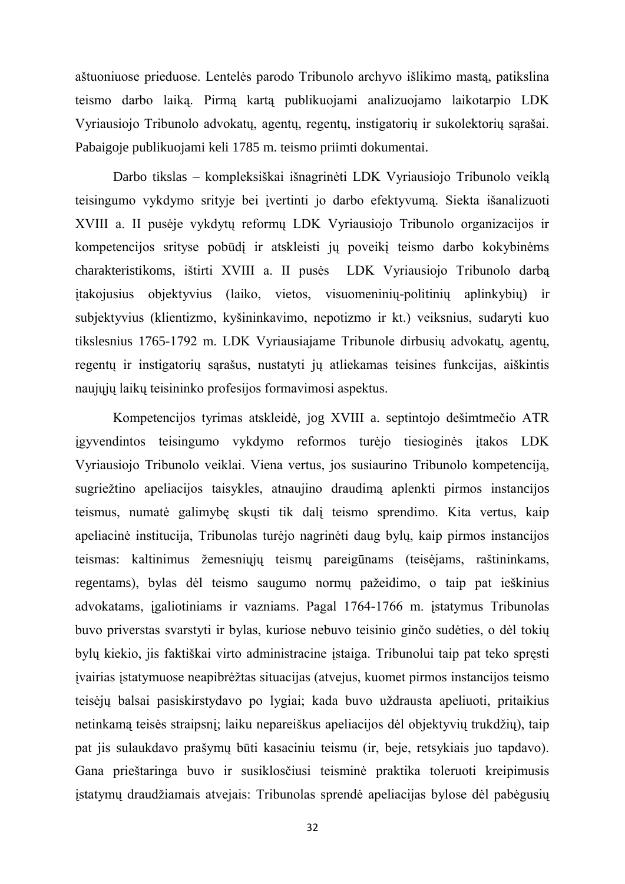aštuoniuose prieduose. Lentelės parodo Tribunolo archyvo išlikimo mastą, patikslina teismo darbo laiką. Pirmą kartą publikuojami analizuojamo laikotarpio LDK Vyriausiojo Tribunolo advokatų, agentų, regentų, instigatorių ir sukolektorių sąrašai. Pabaigoje publikuojami keli 1785 m. teismo priimti dokumentai.

Darbo tikslas – kompleksiškai išnagrinėti LDK Vyriausiojo Tribunolo veiklą teisingumo vykdymo srityje bei įvertinti jo darbo efektyvumą. Siekta išanalizuoti XVIII a. II pusėje vykdytų reformų LDK Vyriausiojo Tribunolo organizacijos ir kompetencijos srityse pobūdį ir atskleisti jų poveikį teismo darbo kokybinėms charakteristikoms, ištirti XVIII a. II pusės LDK Vyriausiojo Tribunolo darbą įtakojusius objektyvius (laiko, vietos, visuomeninių-politinių aplinkybių) ir subjektyvius (klientizmo, kyšininkavimo, nepotizmo ir kt.) veiksnius, sudaryti kuo tikslesnius 1765-1792 m. LDK Vyriausiajame Tribunole dirbusių advokatų, agentų, regentų ir instigatorių sąrašus, nustatyti jų atliekamas teisines funkcijas, aiškintis naujųjų laikų teisininko profesijos formavimosi aspektus.

Kompetencijos tyrimas atskleidė, jog XVIII a. septintojo dešimtmečio ATR įgyvendintos teisingumo vykdymo reformos turėjo tiesioginės įtakos LDK Vyriausiojo Tribunolo veiklai. Viena vertus, jos susiaurino Tribunolo kompetenciją, sugriežtino apeliacijos taisykles, atnaujino draudimą aplenkti pirmos instancijos teismus, numatė galimybę skųsti tik dalį teismo sprendimo. Kita vertus, kaip apeliacinė institucija, Tribunolas turėjo nagrinėti daug bylų, kaip pirmos instancijos teismas: kaltinimus žemesniųjų teismų pareigūnams (teisėjams, raštininkams, regentams), bylas dėl teismo saugumo normų pažeidimo, o taip pat ieškinius advokatams, įgaliotiniams ir vazniams. Pagal 1764-1766 m. įstatymus Tribunolas buvo priverstas svarstyti ir bylas, kuriose nebuvo teisinio ginčo sudėties, o dėl tokių bylų kiekio, jis faktiškai virto administracine įstaiga. Tribunolui taip pat teko spręsti įvairias įstatymuose neapibrėžtas situacijas (atvejus, kuomet pirmos instancijos teismo teisėjų balsai pasiskirstydavo po lygiai; kada buvo uždrausta apeliuoti, pritaikius netinkamą teisės straipsnį; laiku nepareiškus apeliacijos dėl objektyvių trukdžių), taip pat jis sulaukdavo prašymų būti kasaciniu teismu (ir, beje, retsykiais juo tapdavo). Gana prieštaringa buvo ir susiklosčiusi teisminė praktika toleruoti kreipimusis įstatymų draudžiamais atvejais: Tribunolas sprendė apeliacijas bylose dėl pabėgusių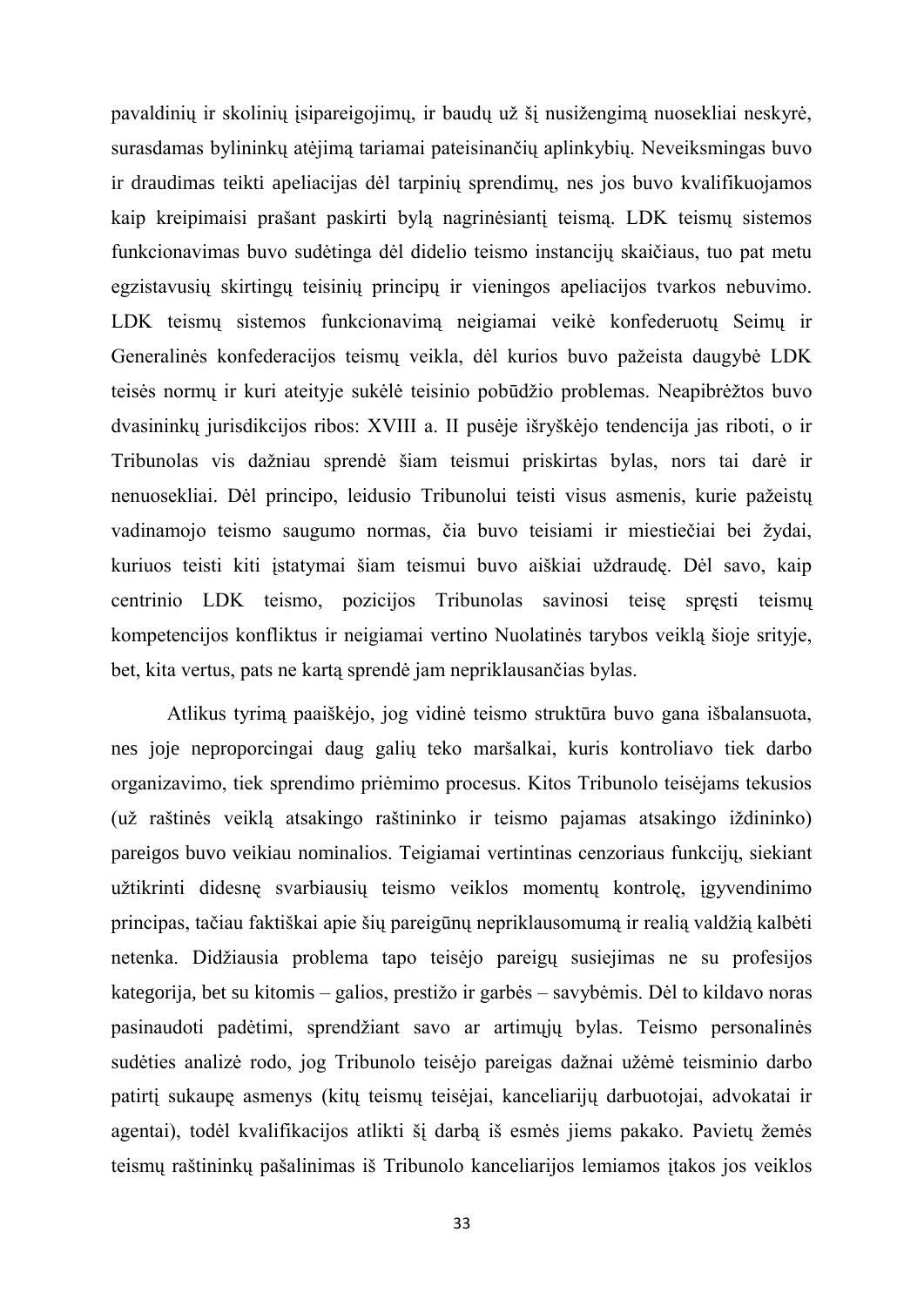pavaldinių ir skolinių įsipareigojimų, ir baudų už šį nusižengimą nuosekliai neskyrė, surasdamas bylininkų atėjimą tariamai pateisinančių aplinkybių. Neveiksmingas buvo ir draudimas teikti apeliacijas dėl tarpinių sprendimų, nes jos buvo kvalifikuojamos kaip kreipimaisi prašant paskirti bylą nagrinėsiantį teismą. LDK teismų sistemos funkcionavimas buvo sudėtinga dėl didelio teismo instancijų skaičiaus, tuo pat metu egzistavusių skirtingų teisinių principų ir vieningos apeliacijos tvarkos nebuvimo. LDK teismų sistemos funkcionavimą neigiamai veikė konfederuotų Seimų ir Generalinės konfederacijos teismų veikla, dėl kurios buvo pažeista daugybė LDK teisės normų ir kuri ateityje sukėlė teisinio pobūdžio problemas. Neapibrėžtos buvo dvasininkų jurisdikcijos ribos: XVIII a. II pusėje išryškėjo tendencija jas riboti, o ir Tribunolas vis dažniau sprendė šiam teismui priskirtas bylas, nors tai darė ir nenuosekliai. Dėl principo, leidusio Tribunolui teisti visus asmenis, kurie pažeistų vadinamojo teismo saugumo normas, čia buvo teisiami ir miestiečiai bei žydai, kuriuos teisti kiti įstatymai šiam teismui buvo aiškiai uždraudę. Dėl savo, kaip centrinio LDK teismo, pozicijos Tribunolas savinosi teisę spręsti teismų kompetencijos konfliktus ir neigiamai vertino Nuolatinės tarybos veiklą šioje srityje, bet, kita vertus, pats ne kartą sprendė jam nepriklausančias bylas.

Atlikus tyrimą paaiškėjo, jog vidinė teismo struktūra buvo gana išbalansuota, nes joje neproporcingai daug galių teko maršalkai, kuris kontroliavo tiek darbo organizavimo, tiek sprendimo priėmimo procesus. Kitos Tribunolo teisėjams tekusios (už raštinės veiklą atsakingo raštininko ir teismo pajamas atsakingo iždininko) pareigos buvo veikiau nominalios. Teigiamai vertintinas cenzoriaus funkcijų, siekiant užtikrinti didesnę svarbiausių teismo veiklos momentų kontrolę, įgyvendinimo principas, tačiau faktiškai apie šių pareigūnų nepriklausomumą ir realią valdžią kalbėti netenka. Didžiausia problema tapo teisėjo pareigų susiejimas ne su profesijos kategorija, bet su kitomis – galios, prestižo ir garbės – savybėmis. Dėl to kildavo noras pasinaudoti padėtimi, sprendžiant savo ar artimųjų bylas. Teismo personalinės sudėties analizė rodo, jog Tribunolo teisėjo pareigas dažnai užėmė teisminio darbo patirtį sukaupę asmenys (kitų teismų teisėjai, kanceliarijų darbuotojai, advokatai ir agentai), todėl kvalifikacijos atlikti šį darbą iš esmės jiems pakako. Pavietų žemės teismų raštininkų pašalinimas iš Tribunolo kanceliarijos lemiamos įtakos jos veiklos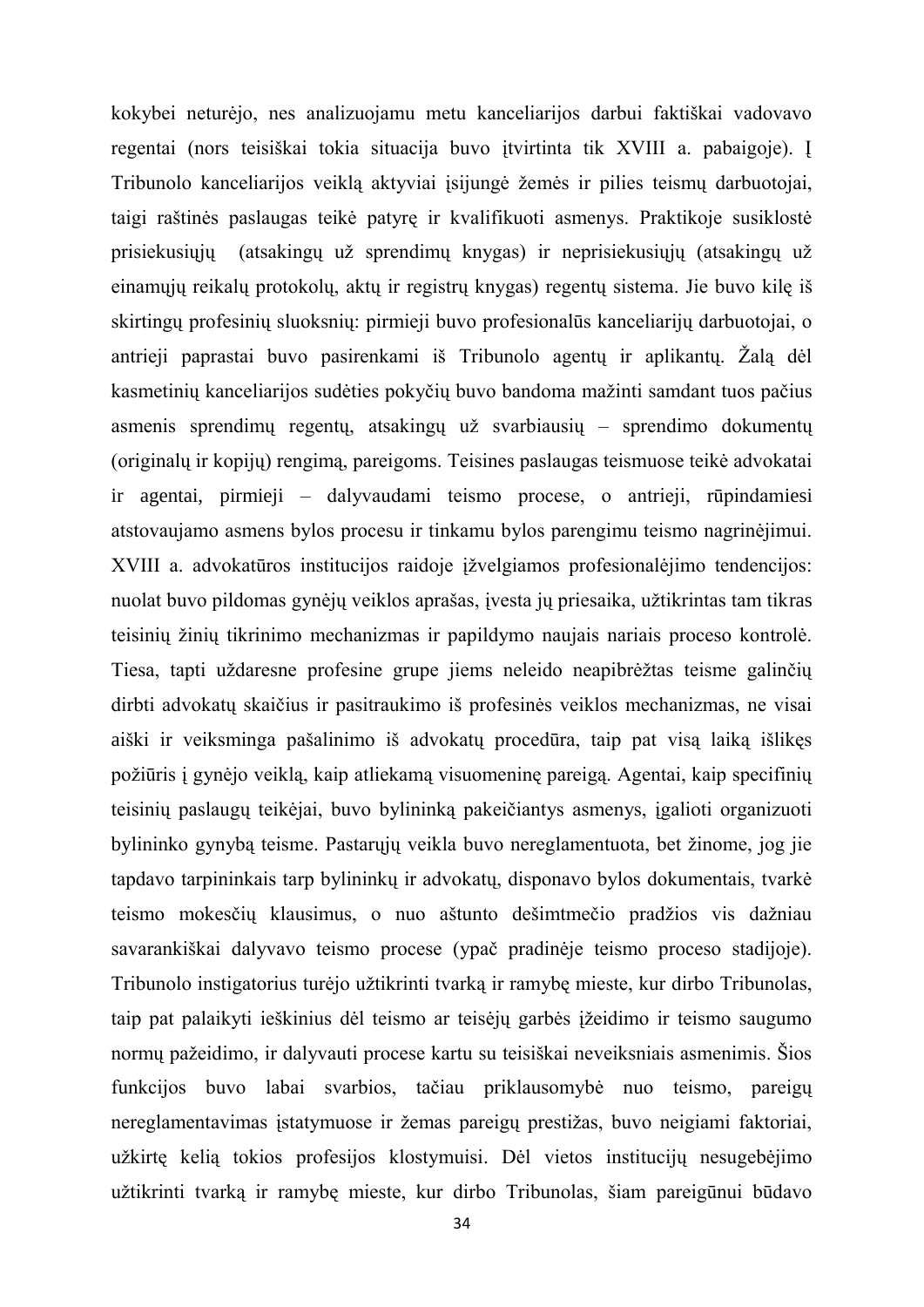kokybei neturėjo, nes analizuojamu metu kanceliarijos darbui faktiškai vadovavo regentai (nors teisiškai tokia situacija buvo įtvirtinta tik XVIII a. pabaigoje). Į Tribunolo kanceliarijos veiklą aktyviai įsijungė žemės ir pilies teismų darbuotojai, taigi raštinės paslaugas teikė patyrę ir kvalifikuoti asmenys. Praktikoje susiklostė prisiekusiųjų (atsakingų už sprendimų knygas) ir neprisiekusiųjų (atsakingų už einamųjų reikalų protokolų, aktų ir registrų knygas) regentų sistema. Jie buvo kilę iš skirtingų profesinių sluoksnių: pirmieji buvo profesionalūs kanceliarijų darbuotojai, o antrieji paprastai buvo pasirenkami iš Tribunolo agentų ir aplikantų. Žalą dėl kasmetinių kanceliarijos sudėties pokyčių buvo bandoma mažinti samdant tuos pačius asmenis sprendimų regentų, atsakingų už svarbiausių – sprendimo dokumentų (originalų ir kopijų) rengimą, pareigoms. Teisines paslaugas teismuose teikė advokatai ir agentai, pirmieji – dalyvaudami teismo procese, o antrieji, rūpindamiesi atstovaujamo asmens bylos procesu ir tinkamu bylos parengimu teismo nagrinėjimui. XVIII a. advokatūros institucijos raidoje įžvelgiamos profesionalėjimo tendencijos: nuolat buvo pildomas gynėjų veiklos aprašas, įvesta jų priesaika, užtikrintas tam tikras teisinių žinių tikrinimo mechanizmas ir papildymo naujais nariais proceso kontrolė. Tiesa, tapti uždaresne profesine grupe jiems neleido neapibrėžtas teisme galinčių dirbti advokatų skaičius ir pasitraukimo iš profesinės veiklos mechanizmas, ne visai aiški ir veiksminga pašalinimo iš advokatų procedūra, taip pat visą laiką išlikęs požiūris į gynėjo veiklą, kaip atliekamą visuomeninę pareigą. Agentai, kaip specifinių teisinių paslaugų teikėjai, buvo bylininką pakeičiantys asmenys, įgalioti organizuoti bylininko gynybą teisme. Pastarųjų veikla buvo nereglamentuota, bet žinome, jog jie tapdavo tarpininkais tarp bylininkų ir advokatų, disponavo bylos dokumentais, tvarkė teismo mokesčių klausimus, o nuo aštunto dešimtmečio pradžios vis dažniau savarankiškai dalyvavo teismo procese (ypač pradinėje teismo proceso stadijoje). Tribunolo instigatorius turėjo užtikrinti tvarką ir ramybę mieste, kur dirbo Tribunolas, taip pat palaikyti ieškinius dėl teismo ar teisėjų garbės įžeidimo ir teismo saugumo normų pažeidimo, ir dalyvauti procese kartu su teisiškai neveiksniais asmenimis. Šios funkcijos buvo labai svarbios, tačiau priklausomybė nuo teismo, pareigų nereglamentavimas įstatymuose ir žemas pareigų prestižas, buvo neigiami faktoriai, užkirtę kelią tokios profesijos klostymuisi. Dėl vietos institucijų nesugebėjimo užtikrinti tvarką ir ramybę mieste, kur dirbo Tribunolas, šiam pareigūnui būdavo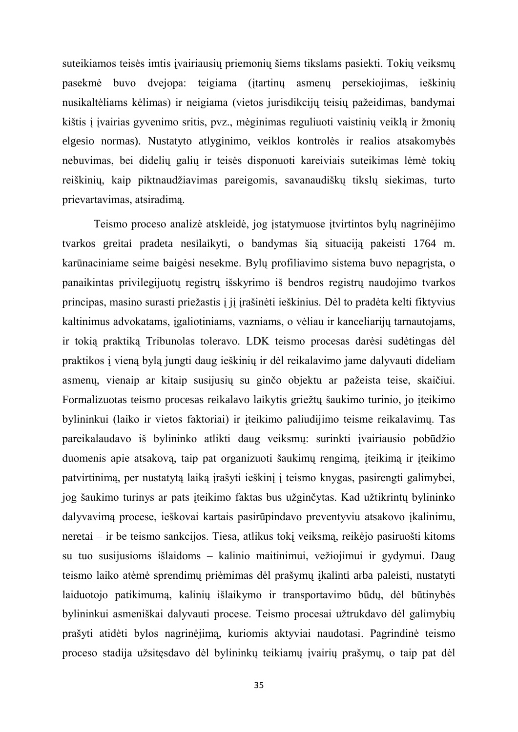suteikiamos teisės imtis įvairiausių priemonių šiems tikslams pasiekti. Tokių veiksmų pasekmė buvo dvejopa: teigiama (įtartinų asmenų persekiojimas, ieškinių nusikaltėliams kėlimas) ir neigiama (vietos jurisdikcijų teisių pažeidimas, bandymai kištis į įvairias gyvenimo sritis, pvz., mėginimas reguliuoti vaistinių veiklą ir žmonių elgesio normas). Nustatyto atlyginimo, veiklos kontrolės ir realios atsakomybės nebuvimas, bei didelių galių ir teisės disponuoti kareiviais suteikimas lėmė tokių reiškinių, kaip piktnaudžiavimas pareigomis, savanaudiškų tikslų siekimas, turto prievartavimas, atsiradimą.

Teismo proceso analizė atskleidė, jog įstatymuose įtvirtintos bylų nagrinėjimo tvarkos greitai pradeta nesilaikyti, o bandymas šią situaciją pakeisti 1764 m. karūnaciniame seime baigėsi nesekme. Bylų profiliavimo sistema buvo nepagrįsta, o panaikintas privilegijuotų registrų išskyrimo iš bendros registrų naudojimo tvarkos principas, masino surasti priežastis į jį įrašinėti ieškinius. Dėl to pradėta kelti fiktyvius kaltinimus advokatams, įgaliotiniams, vazniams, o vėliau ir kanceliarijų tarnautojams, ir tokią praktiką Tribunolas toleravo. LDK teismo procesas darėsi sudėtingas dėl praktikos į vieną bylą jungti daug ieškinių ir dėl reikalavimo jame dalyvauti dideliam asmenų, vienaip ar kitaip susijusių su ginčo objektu ar pažeista teise, skaičiui. Formalizuotas teismo procesas reikalavo laikytis griežtų šaukimo turinio, jo įteikimo bylininkui (laiko ir vietos faktoriai) ir įteikimo paliudijimo teisme reikalavimų. Tas pareikalaudavo iš bylininko atlikti daug veiksmų: surinkti įvairiausio pobūdžio duomenis apie atsakovą, taip pat organizuoti šaukimų rengimą, įteikimą ir įteikimo patvirtinimą, per nustatytą laiką įrašyti ieškinį į teismo knygas, pasirengti galimybei, jog šaukimo turinys ar pats įteikimo faktas bus užginčytas. Kad užtikrintų bylininko dalyvavimą procese, ieškovai kartais pasirūpindavo preventyviu atsakovo įkalinimu, neretai – ir be teismo sankcijos. Tiesa, atlikus tokį veiksmą, reikėjo pasiruošti kitoms su tuo susijusioms išlaidoms – kalinio maitinimui, vežiojimui ir gydymui. Daug teismo laiko atėmė sprendimų priėmimas dėl prašymų įkalinti arba paleisti, nustatyti laiduotojo patikimumą, kalinių išlaikymo ir transportavimo būdų, dėl būtinybės bylininkui asmeniškai dalyvauti procese. Teismo procesai užtrukdavo dėl galimybių prašyti atidėti bylos nagrinėjimą, kuriomis aktyviai naudotasi. Pagrindinė teismo proceso stadija užsitęsdavo dėl bylininkų teikiamų įvairių prašymų, o taip pat dėl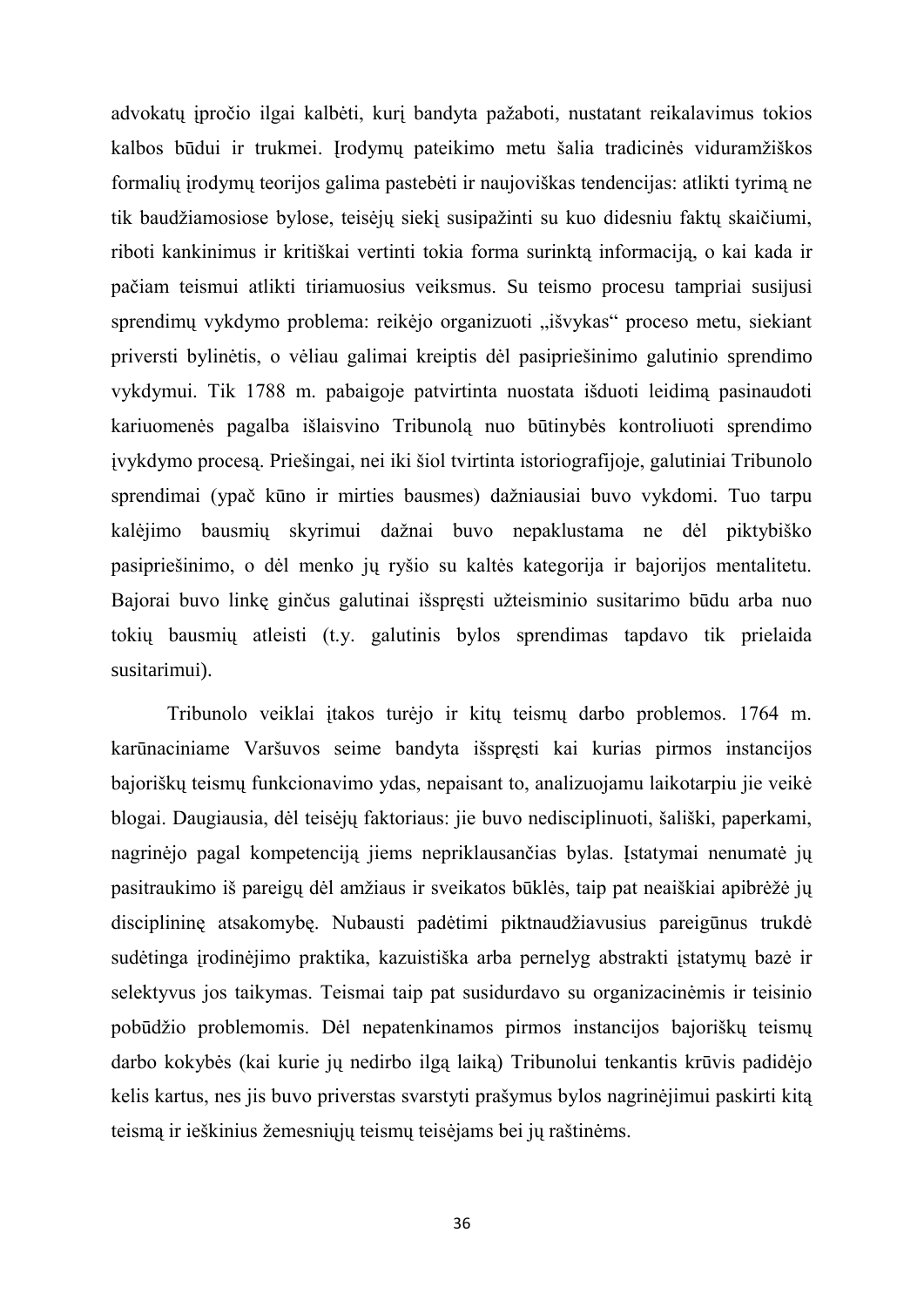advokatų įpročio ilgai kalbėti, kurį bandyta pažaboti, nustatant reikalavimus tokios kalbos būdui ir trukmei. Įrodymų pateikimo metu šalia tradicinės viduramžiškos formalių įrodymų teorijos galima pastebėti ir naujoviškas tendencijas: atlikti tyrimą ne tik baudžiamosiose bylose, teisėjų siekį susipažinti su kuo didesniu faktų skaičiumi, riboti kankinimus ir kritiškai vertinti tokia forma surinktą informaciją, o kai kada ir pačiam teismui atlikti tiriamuosius veiksmus. Su teismo procesu tampriai susijusi sprendimų vykdymo problema: reikėjo organizuoti „išvykas“ proceso metu, siekiant priversti bylinėtis, o vėliau galimai kreiptis dėl pasipriešinimo galutinio sprendimo vykdymui. Tik 1788 m. pabaigoje patvirtinta nuostata išduoti leidimą pasinaudoti kariuomenės pagalba išlaisvino Tribunolą nuo būtinybės kontroliuoti sprendimo įvykdymo procesą. Priešingai, nei iki šiol tvirtinta istoriografijoje, galutiniai Tribunolo sprendimai (ypač kūno ir mirties bausmes) dažniausiai buvo vykdomi. Tuo tarpu kalėjimo bausmių skyrimui dažnai buvo nepaklustama ne dėl piktybiško pasipriešinimo, o dėl menko jų ryšio su kaltės kategorija ir bajorijos mentalitetu. Bajorai buvo linkę ginčus galutinai išspręsti užteisminio susitarimo būdu arba nuo tokių bausmių atleisti (t.y. galutinis bylos sprendimas tapdavo tik prielaida susitarimui).

Tribunolo veiklai įtakos turėjo ir kitų teismų darbo problemos. 1764 m. karūnaciniame Varšuvos seime bandyta išspręsti kai kurias pirmos instancijos bajoriškų teismų funkcionavimo ydas, nepaisant to, analizuojamu laikotarpiu jie veikė blogai. Daugiausia, dėl teisėjų faktoriaus: jie buvo nedisciplinuoti, šališki, paperkami, nagrinėjo pagal kompetenciją jiems nepriklausančias bylas. Įstatymai nenumatė jų pasitraukimo iš pareigų dėl amžiaus ir sveikatos būklės, taip pat neaiškiai apibrėžė jų disciplininę atsakomybę. Nubausti padėtimi piktnaudžiavusius pareigūnus trukdė sudėtinga įrodinėjimo praktika, kazuistiška arba pernelyg abstrakti įstatymų bazė ir selektyvus jos taikymas. Teismai taip pat susidurdavo su organizacinėmis ir teisinio pobūdžio problemomis. Dėl nepatenkinamos pirmos instancijos bajoriškų teismų darbo kokybės (kai kurie jų nedirbo ilgą laiką) Tribunolui tenkantis krūvis padidėjo kelis kartus, nes jis buvo priverstas svarstyti prašymus bylos nagrinėjimui paskirti kitą teismą ir ieškinius žemesniųjų teismų teisėjams bei jų raštinėms.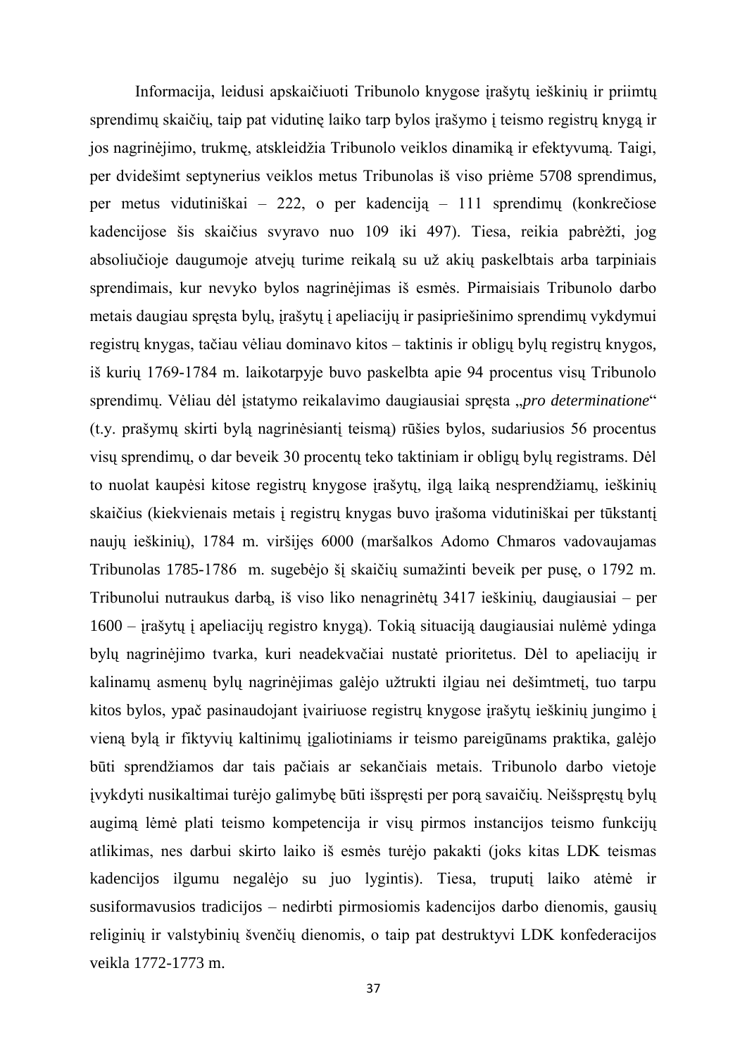Informacija, leidusi apskaičiuoti Tribunolo knygose įrašytų ieškinių ir priimtų sprendimų skaičių, taip pat vidutinę laiko tarp bylos įrašymo į teismo registrų knygą ir jos nagrinėjimo, trukmę, atskleidžia Tribunolo veiklos dinamiką ir efektyvumą. Taigi, per dvidešimt septynerius veiklos metus Tribunolas iš viso priėme 5708 sprendimus, per metus vidutiniškai – 222, o per kadenciją – 111 sprendimų (konkrečiose kadencijose šis skaičius svyravo nuo 109 iki 497). Tiesa, reikia pabrėžti, jog absoliučioje daugumoje atvejų turime reikalą su už akių paskelbtais arba tarpiniais sprendimais, kur nevyko bylos nagrinėjimas iš esmės. Pirmaisiais Tribunolo darbo metais daugiau spręsta bylų, įrašytų į apeliacijų ir pasipriešinimo sprendimų vykdymui registrų knygas, tačiau vėliau dominavo kitos – taktinis ir obligų bylų registrų knygos, iš kurių 1769-1784 m. laikotarpyje buvo paskelbta apie 94 procentus visų Tribunolo sprendimų. Vėliau dėl įstatymo reikalavimo daugiausiai spręsta „*pro determinatione*" (t.y. prašymų skirti bylą nagrinėsiantį teismą) rūšies bylos, sudariusios 56 procentus visų sprendimų, o dar beveik 30 procentų teko taktiniam ir obligų bylų registrams. Dėl to nuolat kaupėsi kitose registrų knygose įrašytų, ilgą laiką nesprendžiamų, ieškinių skaičius (kiekvienais metais į registrų knygas buvo įrašoma vidutiniškai per tūkstantį naujų ieškinių), 1784 m. viršijęs 6000 (maršalkos Adomo Chmaros vadovaujamas Tribunolas 1785-1786 m. sugebėjo šį skaičių sumažinti beveik per pusę, o 1792 m. Tribunolui nutraukus darbą, iš viso liko nenagrinėtų 3417 ieškinių, daugiausiai – per 1600 – įrašytų į apeliacijų registro knygą). Tokią situaciją daugiausiai nulėmė ydinga bylų nagrinėjimo tvarka, kuri neadekvačiai nustatė prioritetus. Dėl to apeliacijų ir kalinamų asmenų bylų nagrinėjimas galėjo užtrukti ilgiau nei dešimtmetį, tuo tarpu kitos bylos, ypač pasinaudojant įvairiuose registrų knygose įrašytų ieškinių jungimo į vieną bylą ir fiktyvių kaltinimų įgaliotiniams ir teismo pareigūnams praktika, galėjo būti sprendžiamos dar tais pačiais ar sekančiais metais. Tribunolo darbo vietoje įvykdyti nusikaltimai turėjo galimybę būti išspręsti per porą savaičių. Neišspręstų bylų augimą lėmė plati teismo kompetencija ir visų pirmos instancijos teismo funkcijų atlikimas, nes darbui skirto laiko iš esmės turėjo pakakti (joks kitas LDK teismas kadencijos ilgumu negalėjo su juo lygintis). Tiesa, truputį laiko atėmė ir susiformavusios tradicijos – nedirbti pirmosiomis kadencijos darbo dienomis, gausių religinių ir valstybinių švenčių dienomis, o taip pat destruktyvi LDK konfederacijos veikla 1772-1773 m.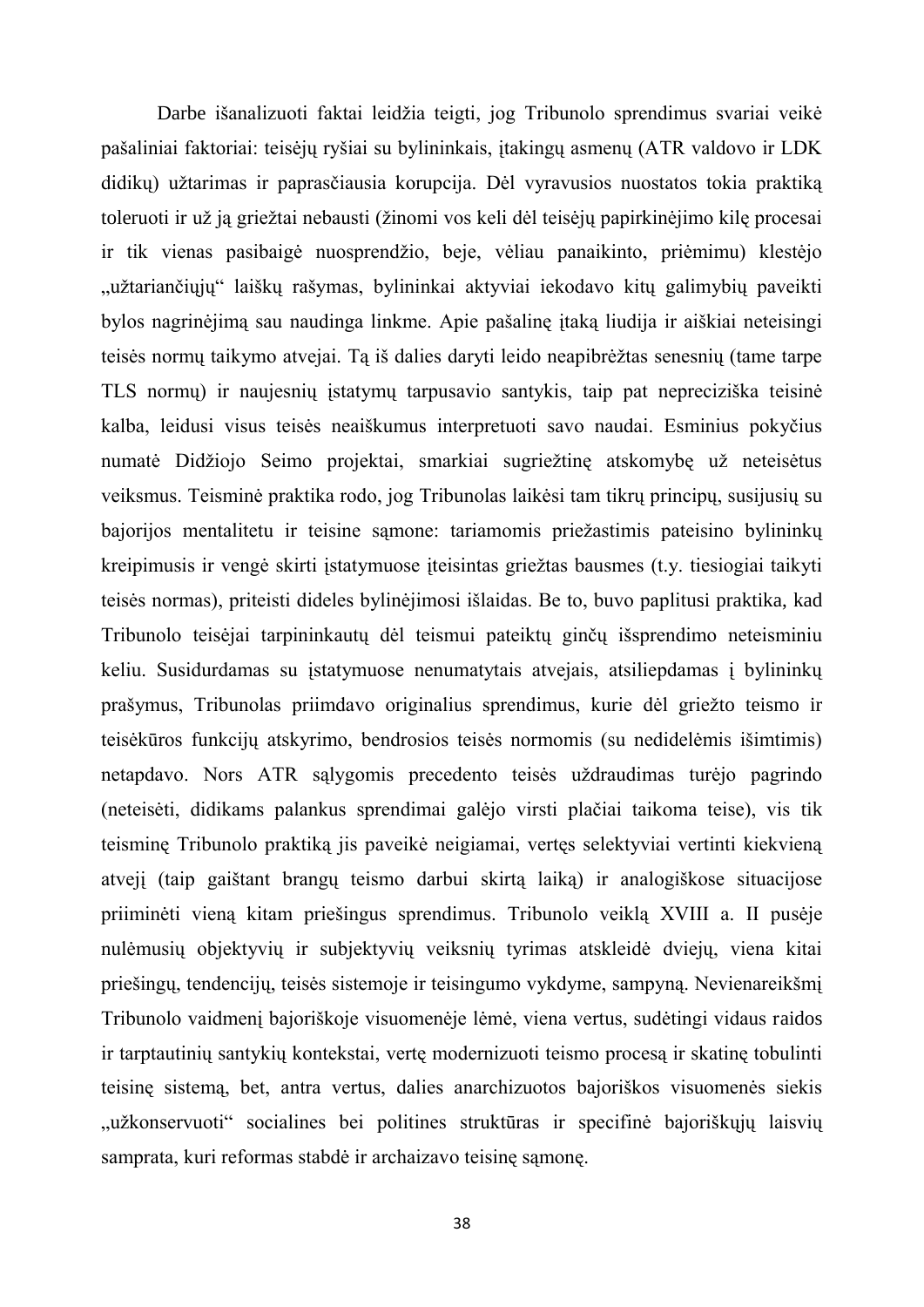Darbe išanalizuoti faktai leidžia teigti, jog Tribunolo sprendimus svariai veikė pašaliniai faktoriai: teisėjų ryšiai su bylininkais, įtakingų asmenų (ATR valdovo ir LDK didikų) užtarimas ir paprasčiausia korupcija. Dėl vyravusios nuostatos tokia praktiką toleruoti ir už ją griežtai nebausti (žinomi vos keli dėl teisėjų papirkinėjimo kilę procesai ir tik vienas pasibaigė nuosprendžio, beje, vėliau panaikinto, priėmimu) klestėjo „užtariančiųjų" laiškų rašymas, bylininkai aktyviai iekodavo kitų galimybių paveikti bylos nagrinėjimą sau naudinga linkme. Apie pašalinę įtaką liudija ir aiškiai neteisingi teisės normų taikymo atvejai. Tą iš dalies daryti leido neapibrėžtas senesnių (tame tarpe TLS normų) ir naujesnių įstatymų tarpusavio santykis, taip pat nepreciziška teisinė kalba, leidusi visus teisės neaiškumus interpretuoti savo naudai. Esminius pokyčius numatė Didžiojo Seimo projektai, smarkiai sugriežtinę atskomybę už neteisėtus veiksmus. Teisminė praktika rodo, jog Tribunolas laikėsi tam tikrų principų, susijusių su bajorijos mentalitetu ir teisine sąmone: tariamomis priežastimis pateisino bylininkų kreipimusis ir vengė skirti įstatymuose įteisintas griežtas bausmes (t.y. tiesiogiai taikyti teisės normas), priteisti dideles bylinėjimosi išlaidas. Be to, buvo paplitusi praktika, kad Tribunolo teisėjai tarpininkautų dėl teismui pateiktų ginčų išsprendimo neteisminiu keliu. Susidurdamas su įstatymuose nenumatytais atvejais, atsiliepdamas į bylininkų prašymus, Tribunolas priimdavo originalius sprendimus, kurie dėl griežto teismo ir teisėkūros funkcijų atskyrimo, bendrosios teisės normomis (su nedidelėmis išimtimis) netapdavo. Nors ATR sąlygomis precedento teisės uždraudimas turėjo pagrindo (neteisėti, didikams palankus sprendimai galėjo virsti plačiai taikoma teise), vis tik teisminę Tribunolo praktiką jis paveikė neigiamai, vertęs selektyviai vertinti kiekvieną atvejį (taip gaištant brangų teismo darbui skirtą laiką) ir analogiškose situacijose priiminėti vieną kitam priešingus sprendimus. Tribunolo veiklą XVIII a. II pusėje nulėmusių objektyvių ir subjektyvių veiksnių tyrimas atskleidė dviejų, viena kitai priešingų, tendencijų, teisės sistemoje ir teisingumo vykdyme, sampyną. Nevienareikšmį Tribunolo vaidmenį bajoriškoje visuomenėje lėmė, viena vertus, sudėtingi vidaus raidos ir tarptautinių santykių kontekstai, vertę modernizuoti teismo procesą ir skatinę tobulinti teisinę sistemą, bet, antra vertus, dalies anarchizuotos bajoriškos visuomenės siekis „užkonservuoti" socialines bei politines struktūras ir specifinė bajoriškųjų laisvių samprata, kuri reformas stabdė ir archaizavo teisinę sąmonę.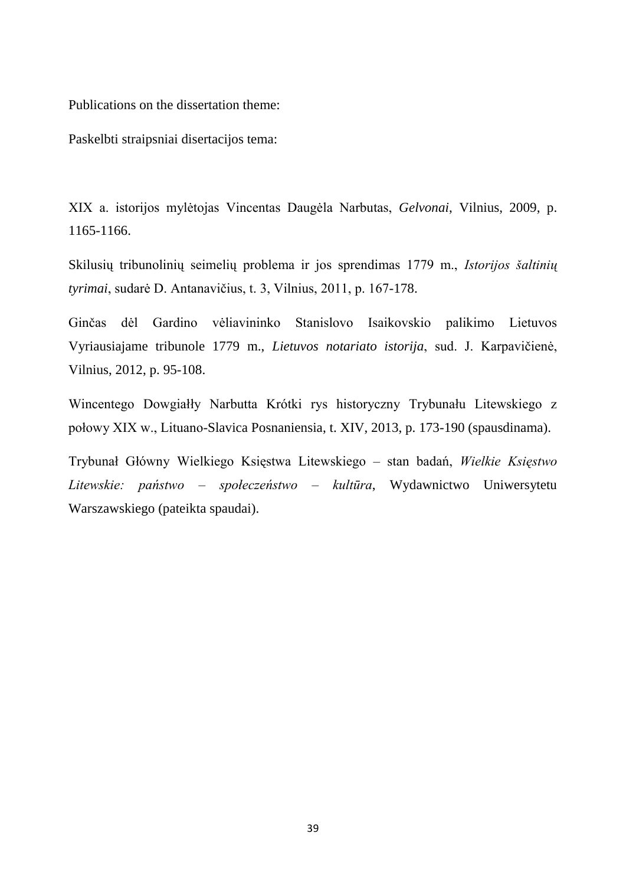Publications on the dissertation theme:

Paskelbti straipsniai disertacijos tema:

XIX a. istorijos mylėtojas Vincentas Daugėla Narbutas, *Gelvonai*, Vilnius, 2009, p. 1165-1166.

Skilusių tribunolinių seimelių problema ir jos sprendimas 1779 m., *Istorijos šaltinių tyrimai*, sudarė D. Antanavičius, t. 3, Vilnius, 2011, p. 167-178.

Ginčas dėl Gardino vėliavininko Stanislovo Isaikovskio palikimo Lietuvos Vyriausiajame tribunole 1779 m., *Lietuvos notariato istorija*, sud. J. Karpavičienė, Vilnius, 2012, p. 95-108.

Wincentego Dowgiałły Narbutta Krótki rys historyczny Trybunału Litewskiego z połowy XIX w., Lituano-Slavica Posnaniensia, t. XIV, 2013, p. 173-190 (spausdinama).

Trybunał Główny Wielkiego Księstwa Litewskiego – stan badań, *Wielkie Księstwo Litewskie: państwo – społeczeństwo – kultūra*, Wydawnictwo Uniwersytetu Warszawskiego (pateikta spaudai).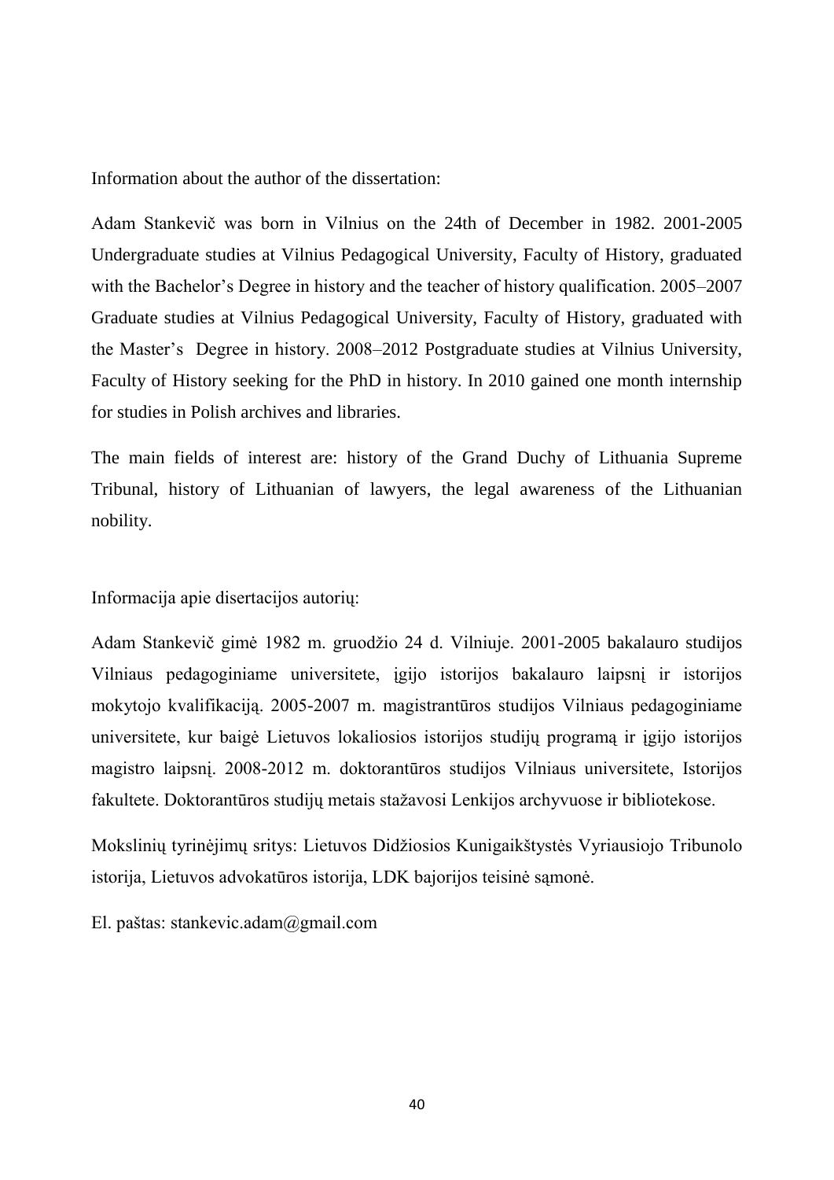Information about the author of the dissertation:

Adam Stankevič was born in Vilnius on the 24th of December in 1982. 2001-2005 Undergraduate studies at Vilnius Pedagogical University, Faculty of History, graduated with the Bachelor's Degree in history and the teacher of history qualification. 2005–2007 Graduate studies at Vilnius Pedagogical University, Faculty of History, graduated with the Master's Degree in history. 2008–2012 Postgraduate studies at Vilnius University, Faculty of History seeking for the PhD in history. In 2010 gained one month internship for studies in Polish archives and libraries.

The main fields of interest are: history of the Grand Duchy of Lithuania Supreme Tribunal, history of Lithuanian of lawyers, the legal awareness of the Lithuanian nobility.

Informacija apie disertacijos autorių:

Adam Stankevič gimė 1982 m. gruodžio 24 d. Vilniuje. 2001-2005 bakalauro studijos Vilniaus pedagoginiame universitete, įgijo istorijos bakalauro laipsnį ir istorijos mokytojo kvalifikaciją. 2005-2007 m. magistrantūros studijos Vilniaus pedagoginiame universitete, kur baigė Lietuvos lokaliosios istorijos studijų programą ir įgijo istorijos magistro laipsnį. 2008-2012 m. doktorantūros studijos Vilniaus universitete, Istorijos fakultete. Doktorantūros studijų metais stažavosi Lenkijos archyvuose ir bibliotekose.

Mokslinių tyrinėjimų sritys: Lietuvos Didžiosios Kunigaikštystės Vyriausiojo Tribunolo istorija, Lietuvos advokatūros istorija, LDK bajorijos teisinė sąmonė.

El. paštas: stankevic.adam@gmail.com